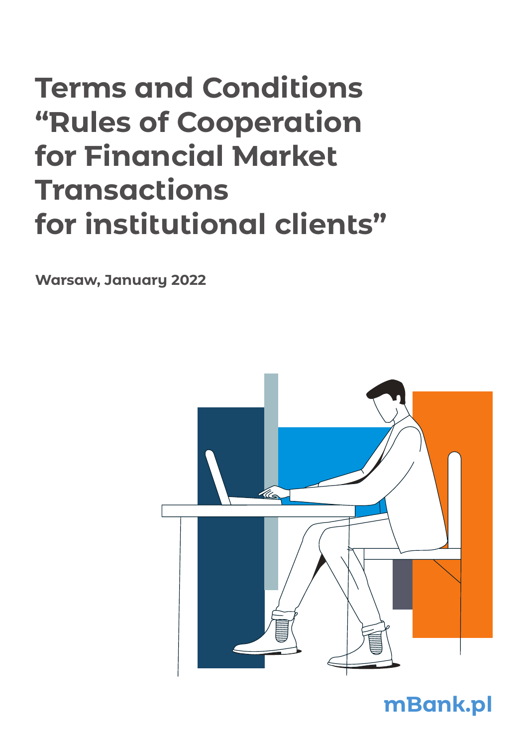# Terms and Conditions "Rules of Cooperation for Financial Market Transactions for institutional clients"

**Warsaw, January 2022**

mBank.pl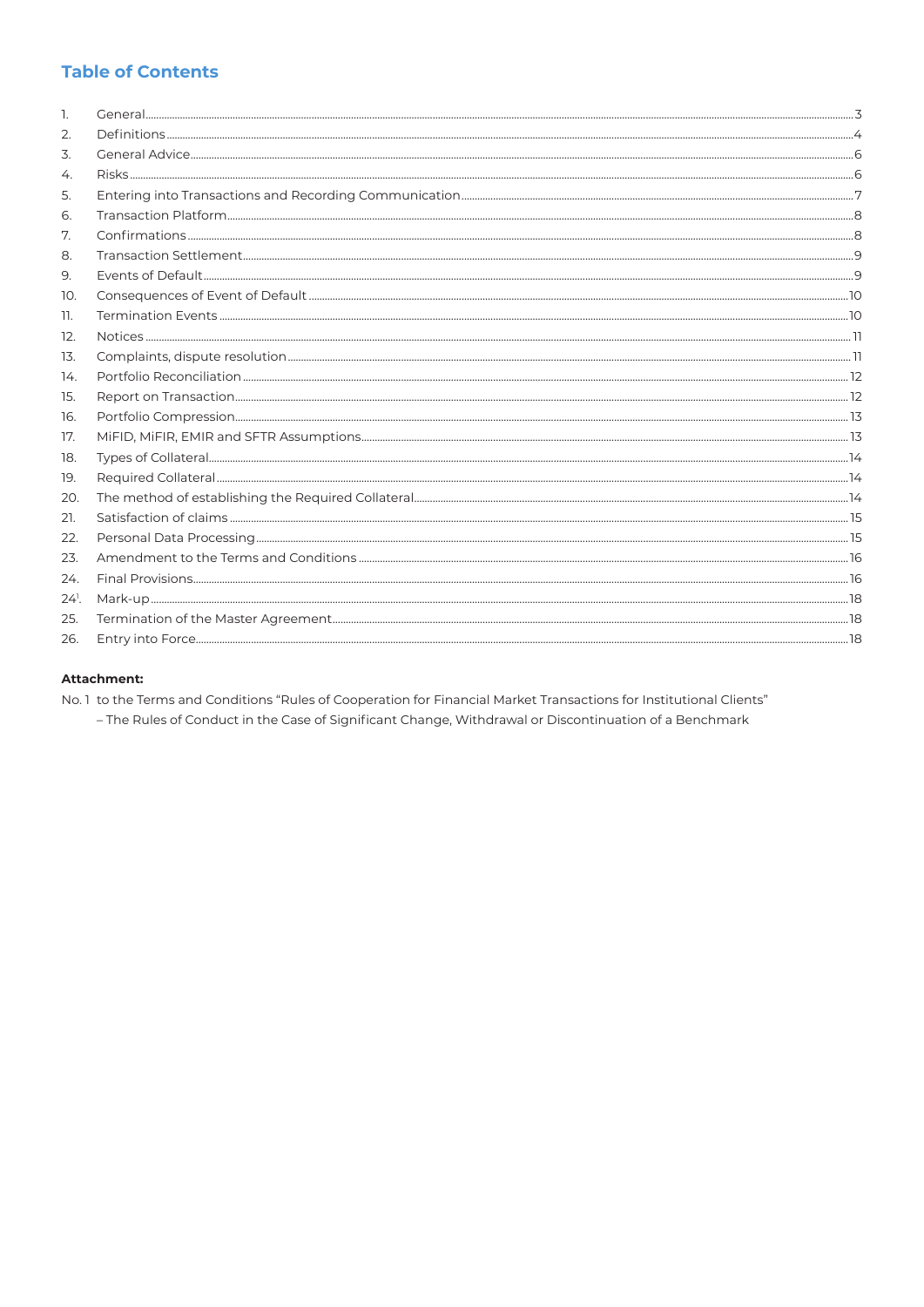## Table of Contents

| | | |
|---|---|---|
| 1. | General | 3 |
| 2. | Definitions | 4 |
| 3. | General Advice | 6 |
| 4. | Risks | 6 |
| 5. | Entering into Transactions and Recording Communication | 7 |
| 6. | Transaction Platform | 8 |
| 7. | Confirmations | 8 |
| 8. | Transaction Settlement | 9 |
| 9. | Events of Default | 9 |
| 10. | Consequences of Event of Default | 10 |
| 11. | Termination Events | 10 |
| 12. | Notices | 11 |
| 13. | Complaints, dispute resolution | 11 |
| 14. | Portfolio Reconciliation | 12 |
| 15. | Report on Transaction | 12 |
| 16. | Portfolio Compression | 13 |
| 17. | MiFID, MiFIR, EMIR and SFTR Assumptions | 13 |
| 18. | Types of Collateral | 14 |
| 19. | Required Collateral | 14 |
| 20. | The method of establishing the Required Collateral | 14 |
| 21. | Satisfaction of claims | 15 |
| 22. | Personal Data Processing | 15 |
| 23. | Amendment to the Terms and Conditions | 16 |
| 24. | Final Provisions | 16 |
| 24[1]. | Mark-up | 18 |
| 25. | Termination of the Master Agreement | 18 |
| 26. | Entry into Force | 18 |

**Attachment:**

No. 1 to the Terms and Conditions "Rules of Cooperation for Financial Market Transactions for Institutional Clients" – The Rules of Conduct in the Case of Significant Change, Withdrawal or Discontinuation of a Benchmark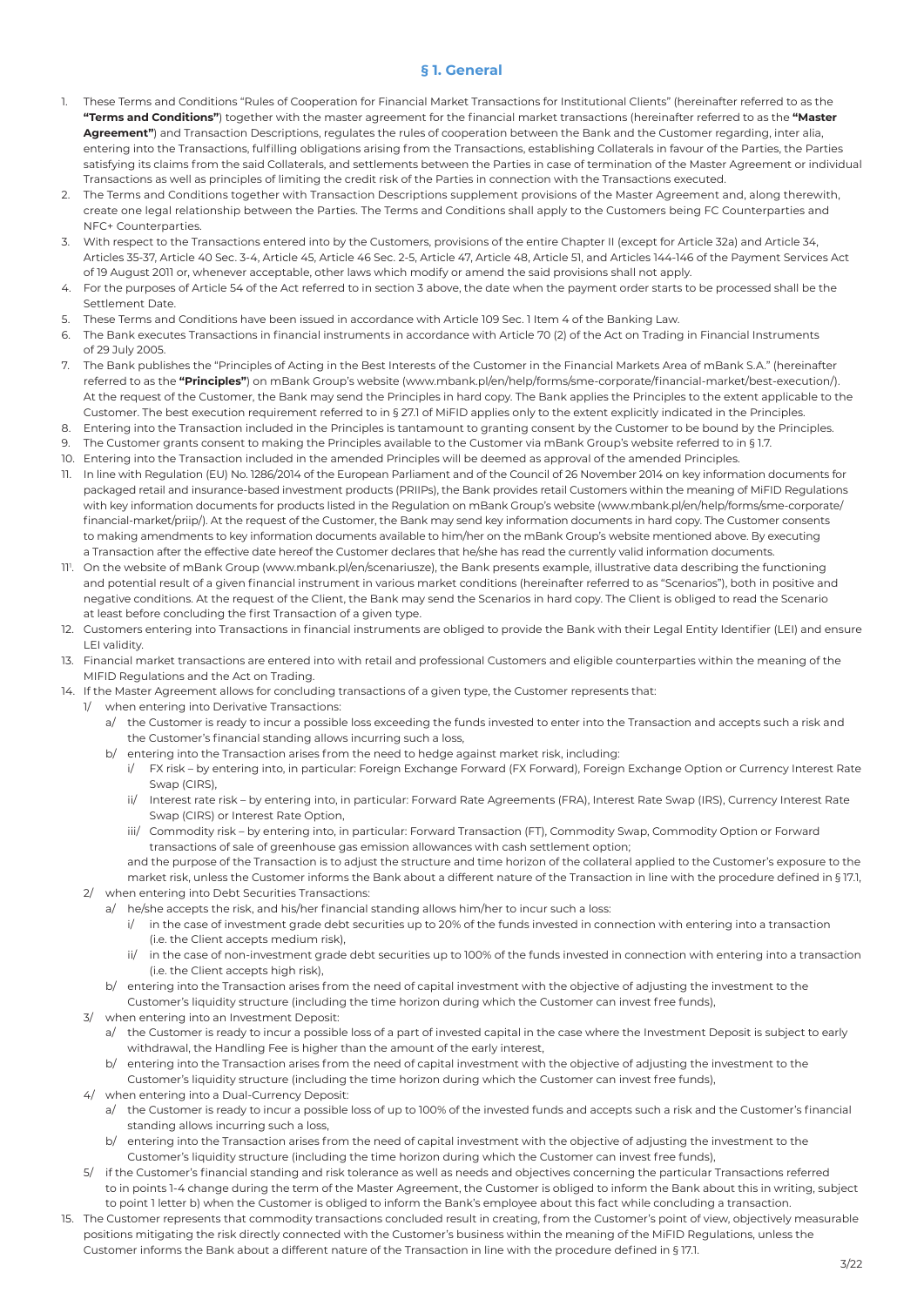## § 1. General

1. These Terms and Conditions "Rules of Cooperation for Financial Market Transactions for Institutional Clients" (hereinafter referred to as the **"Terms and Conditions"**) together with the master agreement for the financial market transactions (hereinafter referred to as the **"Master Agreement"**) and Transaction Descriptions, regulates the rules of cooperation between the Bank and the Customer regarding, inter alia, entering into the Transactions, fulfilling obligations arising from the Transactions, establishing Collaterals in favour of the Parties, the Parties satisfying its claims from the said Collaterals, and settlements between the Parties in case of termination of the Master Agreement or individual Transactions as well as principles of limiting the credit risk of the Parties in connection with the Transactions executed.
2. The Terms and Conditions together with Transaction Descriptions supplement provisions of the Master Agreement and, along therewith, create one legal relationship between the Parties. The Terms and Conditions shall apply to the Customers being FC Counterparties and NFC+ Counterparties.
3. With respect to the Transactions entered into by the Customers, provisions of the entire Chapter II (except for Article 32a) and Article 34, Articles 35-37, Article 40 Sec. 3-4, Article 45, Article 46 Sec. 2-5, Article 47, Article 48, Article 51, and Articles 144-146 of the Payment Services Act of 19 August 2011 or, whenever acceptable, other laws which modify or amend the said provisions shall not apply.
4. For the purposes of Article 54 of the Act referred to in section 3 above, the date when the payment order starts to be processed shall be the Settlement Date.
5. These Terms and Conditions have been issued in accordance with Article 109 Sec. 1 Item 4 of the Banking Law.
6. The Bank executes Transactions in financial instruments in accordance with Article 70 (2) of the Act on Trading in Financial Instruments of 29 July 2005.
7. The Bank publishes the "Principles of Acting in the Best Interests of the Customer in the Financial Markets Area of mBank S.A." (hereinafter referred to as the **"Principles"**) on mBank Group's website (www.mbank.pl/en/help/forms/sme-corporate/financial-market/best-execution/). At the request of the Customer, the Bank may send the Principles in hard copy. The Bank applies the Principles to the extent applicable to the Customer. The best execution requirement referred to in § 27.1 of MiFID applies only to the extent explicitly indicated in the Principles.
8. Entering into the Transaction included in the Principles is tantamount to granting consent by the Customer to be bound by the Principles.
9. The Customer grants consent to making the Principles available to the Customer via mBank Group's website referred to in § 1.7.
10. Entering into the Transaction included in the amended Principles will be deemed as approval of the amended Principles.
11. In line with Regulation (EU) No. 1286/2014 of the European Parliament and of the Council of 26 November 2014 on key information documents for packaged retail and insurance-based investment products (PRIIPs), the Bank provides retail Customers within the meaning of MiFID Regulations with key information documents for products listed in the Regulation on mBank Group's website (www.mbank.pl/en/help/forms/sme-corporate/financial-market/priip/). At the request of the Customer, the Bank may send key information documents in hard copy. The Customer consents to making amendments to key information documents available to him/her on the mBank Group's website mentioned above. By executing a Transaction after the effective date hereof the Customer declares that he/she has read the currently valid information documents.

11[1]. On the website of mBank Group (www.mbank.pl/en/scenariusze), the Bank presents example, illustrative data describing the functioning and potential result of a given financial instrument in various market conditions (hereinafter referred to as "Scenarios"), both in positive and negative conditions. At the request of the Client, the Bank may send the Scenarios in hard copy. The Client is obliged to read the Scenario at least before concluding the first Transaction of a given type.

12. Customers entering into Transactions in financial instruments are obliged to provide the Bank with their Legal Entity Identifier (LEI) and ensure LEI validity.
13. Financial market transactions are entered into with retail and professional Customers and eligible counterparties within the meaning of the MIFID Regulations and the Act on Trading.
14. If the Master Agreement allows for concluding transactions of a given type, the Customer represents that:
    1/ when entering into Derivative Transactions:
       a/ the Customer is ready to incur a possible loss exceeding the funds invested to enter into the Transaction and accepts such a risk and the Customer's financial standing allows incurring such a loss,
       b/ entering into the Transaction arises from the need to hedge against market risk, including:
          i/ FX risk – by entering into, in particular: Foreign Exchange Forward (FX Forward), Foreign Exchange Option or Currency Interest Rate Swap (CIRS),
          ii/ Interest rate risk – by entering into, in particular: Forward Rate Agreements (FRA), Interest Rate Swap (IRS), Currency Interest Rate Swap (CIRS) or Interest Rate Option,
          iii/ Commodity risk – by entering into, in particular: Forward Transaction (FT), Commodity Swap, Commodity Option or Forward transactions of sale of greenhouse gas emission allowances with cash settlement option;

       and the purpose of the Transaction is to adjust the structure and time horizon of the collateral applied to the Customer's exposure to the market risk, unless the Customer informs the Bank about a different nature of the Transaction in line with the procedure defined in § 17.1,
    2/ when entering into Debt Securities Transactions:
       a/ he/she accepts the risk, and his/her financial standing allows him/her to incur such a loss:
          i/ in the case of investment grade debt securities up to 20% of the funds invested in connection with entering into a transaction (i.e. the Client accepts medium risk),
          ii/ in the case of non-investment grade debt securities up to 100% of the funds invested in connection with entering into a transaction (i.e. the Client accepts high risk),
       b/ entering into the Transaction arises from the need of capital investment with the objective of adjusting the investment to the Customer's liquidity structure (including the time horizon during which the Customer can invest free funds),
    3/ when entering into an Investment Deposit:
       a/ the Customer is ready to incur a possible loss of a part of invested capital in the case where the Investment Deposit is subject to early withdrawal, the Handling Fee is higher than the amount of the early interest,
       b/ entering into the Transaction arises from the need of capital investment with the objective of adjusting the investment to the Customer's liquidity structure (including the time horizon during which the Customer can invest free funds),
    4/ when entering into a Dual-Currency Deposit:
       a/ the Customer is ready to incur a possible loss of up to 100% of the invested funds and accepts such a risk and the Customer's financial standing allows incurring such a loss,
       b/ entering into the Transaction arises from the need of capital investment with the objective of adjusting the investment to the Customer's liquidity structure (including the time horizon during which the Customer can invest free funds),
    5/ if the Customer's financial standing and risk tolerance as well as needs and objectives concerning the particular Transactions referred to in points 1-4 change during the term of the Master Agreement, the Customer is obliged to inform the Bank about this in writing, subject to point 1 letter b) when the Customer is obliged to inform the Bank's employee about this fact while concluding a transaction.
15. The Customer represents that commodity transactions concluded result in creating, from the Customer's point of view, objectively measurable positions mitigating the risk directly connected with the Customer's business within the meaning of the MiFID Regulations, unless the Customer informs the Bank about a different nature of the Transaction in line with the procedure defined in § 17.1.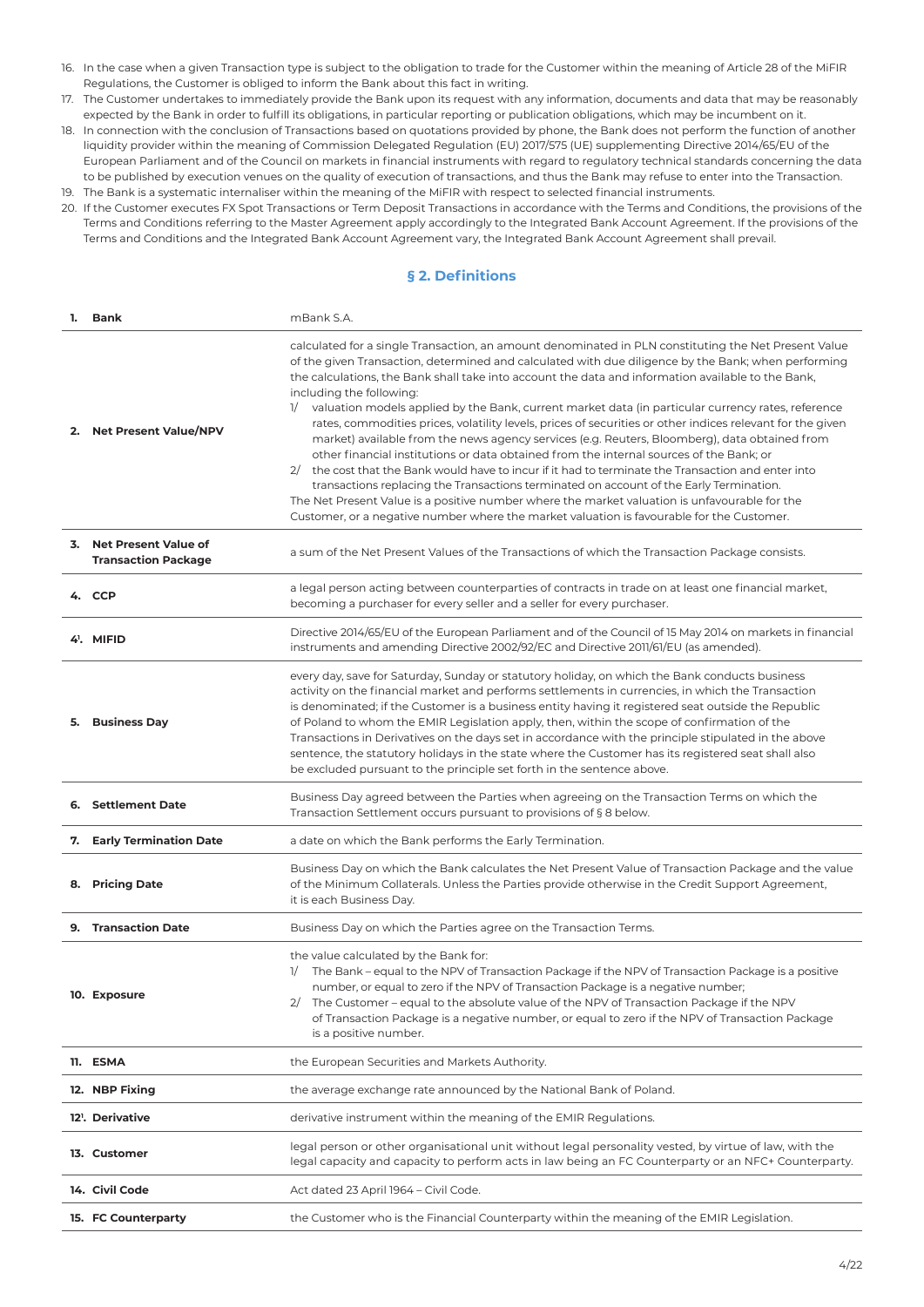16. In the case when a given Transaction type is subject to the obligation to trade for the Customer within the meaning of Article 28 of the MiFIR Regulations, the Customer is obliged to inform the Bank about this fact in writing.
17. The Customer undertakes to immediately provide the Bank upon its request with any information, documents and data that may be reasonably expected by the Bank in order to fulfill its obligations, in particular reporting or publication obligations, which may be incumbent on it.
18. In connection with the conclusion of Transactions based on quotations provided by phone, the Bank does not perform the function of another liquidity provider within the meaning of Commission Delegated Regulation (EU) 2017/575 (UE) supplementing Directive 2014/65/EU of the European Parliament and of the Council on markets in financial instruments with regard to regulatory technical standards concerning the data to be published by execution venues on the quality of execution of transactions, and thus the Bank may refuse to enter into the Transaction.
19. The Bank is a systematic internaliser within the meaning of the MiFIR with respect to selected financial instruments.
20. If the Customer executes FX Spot Transactions or Term Deposit Transactions in accordance with the Terms and Conditions, the provisions of the Terms and Conditions referring to the Master Agreement apply accordingly to the Integrated Bank Account Agreement. If the provisions of the Terms and Conditions and the Integrated Bank Account Agreement vary, the Integrated Bank Account Agreement shall prevail.

## § 2. Definitions

| | |
|---|---|
| **1. Bank** | mBank S.A. |
| **2. Net Present Value/NPV** | calculated for a single Transaction, an amount denominated in PLN constituting the Net Present Value of the given Transaction, determined and calculated with due diligence by the Bank; when performing the calculations, the Bank shall take into account the data and information available to the Bank, including the following:<br>1/ valuation models applied by the Bank, current market data (in particular currency rates, reference rates, commodities prices, volatility levels, prices of securities or other indices relevant for the given market) available from the news agency services (e.g. Reuters, Bloomberg), data obtained from other financial institutions or data obtained from the internal sources of the Bank; or<br>2/ the cost that the Bank would have to incur if it had to terminate the Transaction and enter into transactions replacing the Transactions terminated on account of the Early Termination.<br>The Net Present Value is a positive number where the market valuation is unfavourable for the Customer, or a negative number where the market valuation is favourable for the Customer. |
| **3. Net Present Value of Transaction Package** | a sum of the Net Present Values of the Transactions of which the Transaction Package consists. |
| **4. CCP** | a legal person acting between counterparties of contracts in trade on at least one financial market, becoming a purchaser for every seller and a seller for every purchaser. |
| **4[1]. MIFID** | Directive 2014/65/EU of the European Parliament and of the Council of 15 May 2014 on markets in financial instruments and amending Directive 2002/92/EC and Directive 2011/61/EU (as amended). |
| **5. Business Day** | every day, save for Saturday, Sunday or statutory holiday, on which the Bank conducts business activity on the financial market and performs settlements in currencies, in which the Transaction is denominated; if the Customer is a business entity having it registered seat outside the Republic of Poland to whom the EMIR Legislation apply, then, within the scope of confirmation of the Transactions in Derivatives on the days set in accordance with the principle stipulated in the above sentence, the statutory holidays in the state where the Customer has its registered seat shall also be excluded pursuant to the principle set forth in the sentence above. |
| **6. Settlement Date** | Business Day agreed between the Parties when agreeing on the Transaction Terms on which the Transaction Settlement occurs pursuant to provisions of § 8 below. |
| **7. Early Termination Date** | a date on which the Bank performs the Early Termination. |
| **8. Pricing Date** | Business Day on which the Bank calculates the Net Present Value of Transaction Package and the value of the Minimum Collaterals. Unless the Parties provide otherwise in the Credit Support Agreement, it is each Business Day. |
| **9. Transaction Date** | Business Day on which the Parties agree on the Transaction Terms. |
| **10. Exposure** | the value calculated by the Bank for:<br>1/ The Bank – equal to the NPV of Transaction Package if the NPV of Transaction Package is a positive number, or equal to zero if the NPV of Transaction Package is a negative number;<br>2/ The Customer – equal to the absolute value of the NPV of Transaction Package if the NPV of Transaction Package is a negative number, or equal to zero if the NPV of Transaction Package is a positive number. |
| **11. ESMA** | the European Securities and Markets Authority. |
| **12. NBP Fixing** | the average exchange rate announced by the National Bank of Poland. |
| **12[1]. Derivative** | derivative instrument within the meaning of the EMIR Regulations. |
| **13. Customer** | legal person or other organisational unit without legal personality vested, by virtue of law, with the legal capacity and capacity to perform acts in law being an FC Counterparty or an NFC+ Counterparty. |
| **14. Civil Code** | Act dated 23 April 1964 – Civil Code. |
| **15. FC Counterparty** | the Customer who is the Financial Counterparty within the meaning of the EMIR Legislation. |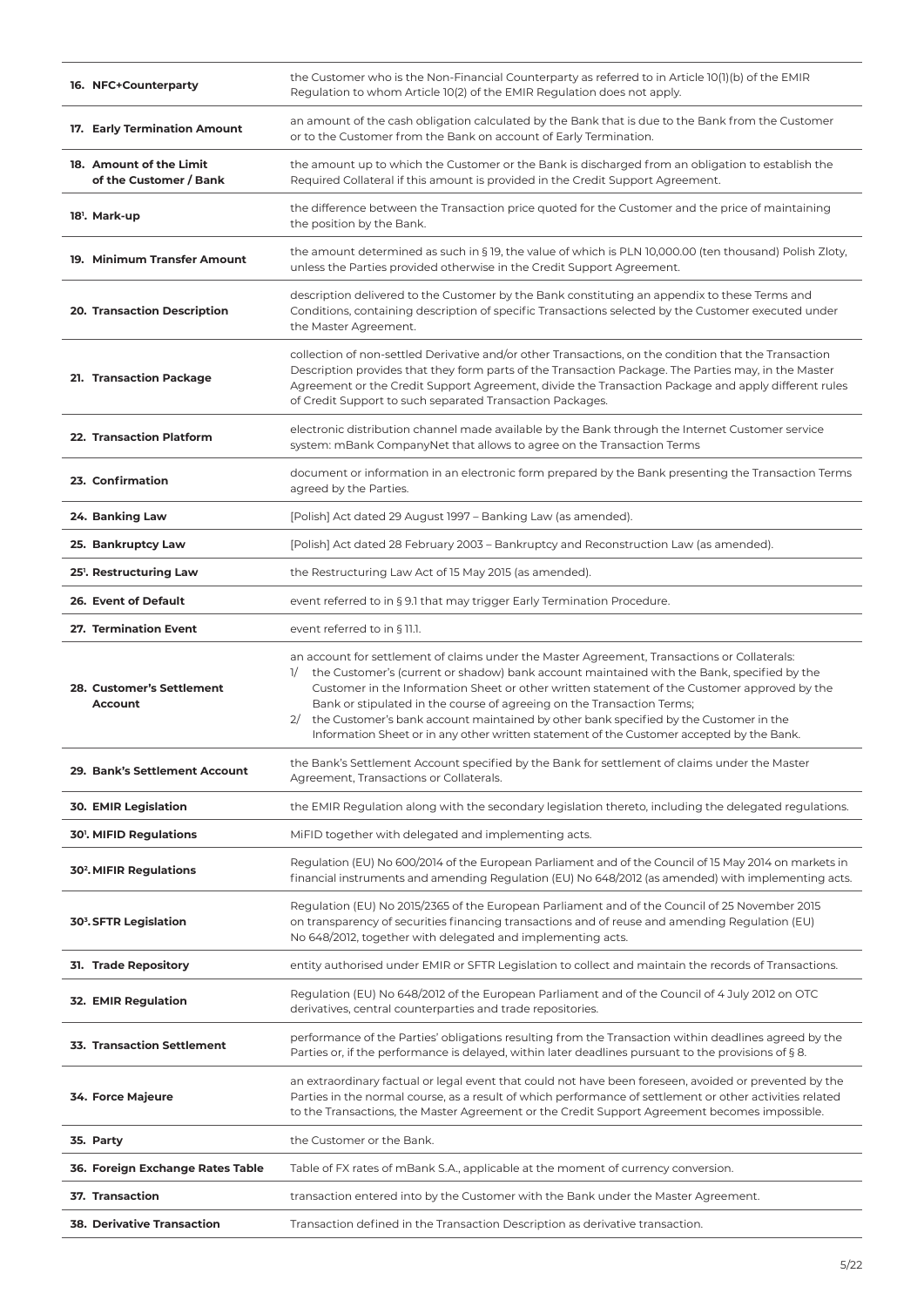| | |
|---|---|
| **16. NFC+Counterparty** | the Customer who is the Non-Financial Counterparty as referred to in Article 10(1)(b) of the EMIR Regulation to whom Article 10(2) of the EMIR Regulation does not apply. |
| **17. Early Termination Amount** | an amount of the cash obligation calculated by the Bank that is due to the Bank from the Customer or to the Customer from the Bank on account of Early Termination. |
| **18. Amount of the Limit of the Customer / Bank** | the amount up to which the Customer or the Bank is discharged from an obligation to establish the Required Collateral if this amount is provided in the Credit Support Agreement. |
| **18[1]. Mark-up** | the difference between the Transaction price quoted for the Customer and the price of maintaining the position by the Bank. |
| **19. Minimum Transfer Amount** | the amount determined as such in § 19, the value of which is PLN 10,000.00 (ten thousand) Polish Zloty, unless the Parties provided otherwise in the Credit Support Agreement. |
| **20. Transaction Description** | description delivered to the Customer by the Bank constituting an appendix to these Terms and Conditions, containing description of specific Transactions selected by the Customer executed under the Master Agreement. |
| **21. Transaction Package** | collection of non-settled Derivative and/or other Transactions, on the condition that the Transaction Description provides that they form parts of the Transaction Package. The Parties may, in the Master Agreement or the Credit Support Agreement, divide the Transaction Package and apply different rules of Credit Support to such separated Transaction Packages. |
| **22. Transaction Platform** | electronic distribution channel made available by the Bank through the Internet Customer service system: mBank CompanyNet that allows to agree on the Transaction Terms |
| **23. Confirmation** | document or information in an electronic form prepared by the Bank presenting the Transaction Terms agreed by the Parties. |
| **24. Banking Law** | [Polish] Act dated 29 August 1997 – Banking Law (as amended). |
| **25. Bankruptcy Law** | [Polish] Act dated 28 February 2003 – Bankruptcy and Reconstruction Law (as amended). |
| **25[1]. Restructuring Law** | the Restructuring Law Act of 15 May 2015 (as amended). |
| **26. Event of Default** | event referred to in § 9.1 that may trigger Early Termination Procedure. |
| **27. Termination Event** | event referred to in § 11.1. |
| **28. Customer's Settlement Account** | an account for settlement of claims under the Master Agreement, Transactions or Collaterals:<br>1/ the Customer's (current or shadow) bank account maintained with the Bank, specified by the Customer in the Information Sheet or other written statement of the Customer approved by the Bank or stipulated in the course of agreeing on the Transaction Terms;<br>2/ the Customer's bank account maintained by other bank specified by the Customer in the Information Sheet or in any other written statement of the Customer accepted by the Bank. |
| **29. Bank's Settlement Account** | the Bank's Settlement Account specified by the Bank for settlement of claims under the Master Agreement, Transactions or Collaterals. |
| **30. EMIR Legislation** | the EMIR Regulation along with the secondary legislation thereto, including the delegated regulations. |
| **30[1]. MIFID Regulations** | MiFID together with delegated and implementing acts. |
| **30[2]. MIFIR Regulations** | Regulation (EU) No 600/2014 of the European Parliament and of the Council of 15 May 2014 on markets in financial instruments and amending Regulation (EU) No 648/2012 (as amended) with implementing acts. |
| **30[3]. SFTR Legislation** | Regulation (EU) No 2015/2365 of the European Parliament and of the Council of 25 November 2015 on transparency of securities financing transactions and of reuse and amending Regulation (EU) No 648/2012, together with delegated and implementing acts. |
| **31. Trade Repository** | entity authorised under EMIR or SFTR Legislation to collect and maintain the records of Transactions. |
| **32. EMIR Regulation** | Regulation (EU) No 648/2012 of the European Parliament and of the Council of 4 July 2012 on OTC derivatives, central counterparties and trade repositories. |
| **33. Transaction Settlement** | performance of the Parties' obligations resulting from the Transaction within deadlines agreed by the Parties or, if the performance is delayed, within later deadlines pursuant to the provisions of § 8. |
| **34. Force Majeure** | an extraordinary factual or legal event that could not have been foreseen, avoided or prevented by the Parties in the normal course, as a result of which performance of settlement or other activities related to the Transactions, the Master Agreement or the Credit Support Agreement becomes impossible. |
| **35. Party** | the Customer or the Bank. |
| **36. Foreign Exchange Rates Table** | Table of FX rates of mBank S.A., applicable at the moment of currency conversion. |
| **37. Transaction** | transaction entered into by the Customer with the Bank under the Master Agreement. |
| **38. Derivative Transaction** | Transaction defined in the Transaction Description as derivative transaction. |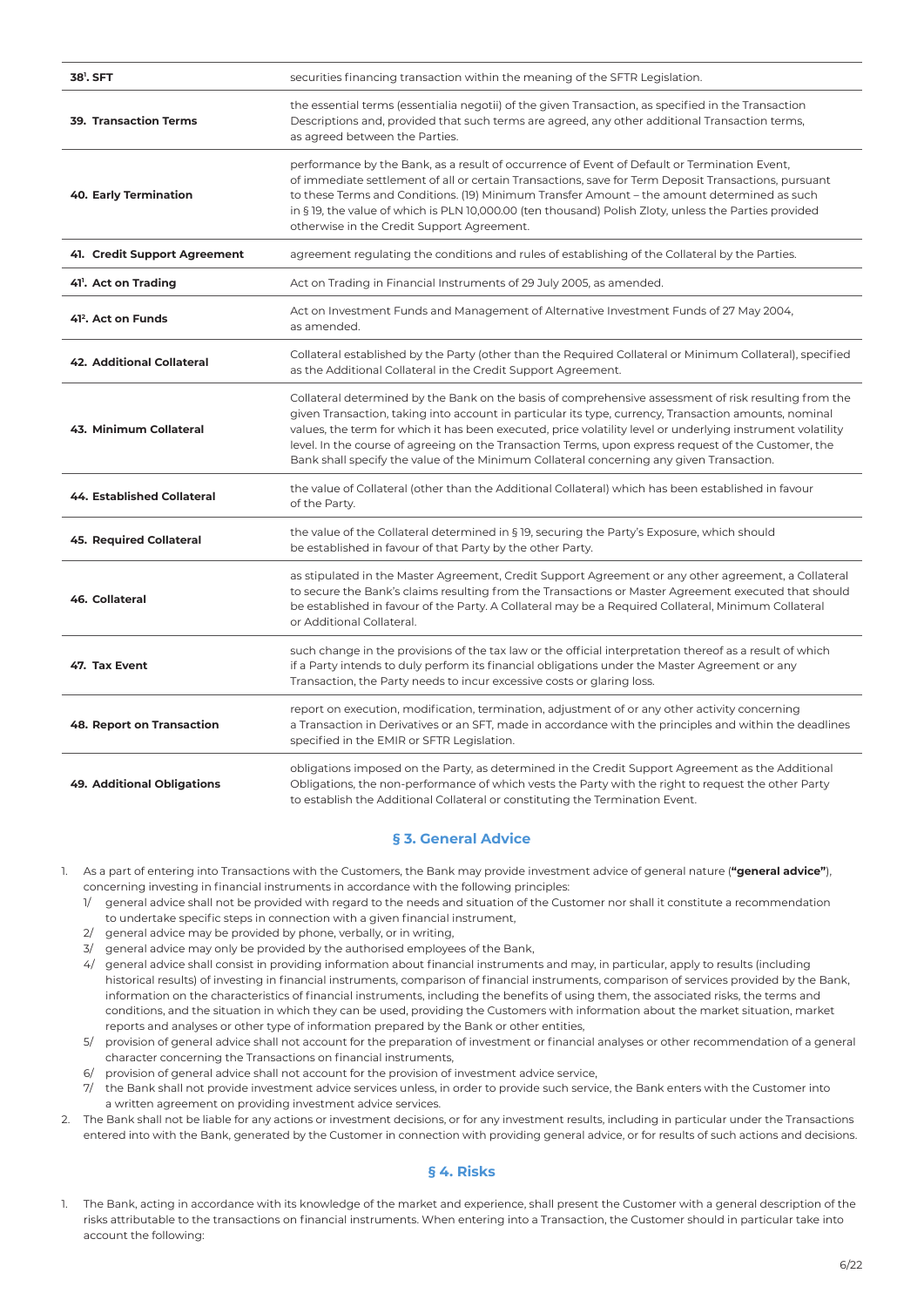| | |
|---|---|
| **38[1]. SFT** | securities financing transaction within the meaning of the SFTR Legislation. |
| **39. Transaction Terms** | the essential terms (essentialia negotii) of the given Transaction, as specified in the Transaction Descriptions and, provided that such terms are agreed, any other additional Transaction terms, as agreed between the Parties. |
| **40. Early Termination** | performance by the Bank, as a result of occurrence of Event of Default or Termination Event, of immediate settlement of all or certain Transactions, save for Term Deposit Transactions, pursuant to these Terms and Conditions. (19) Minimum Transfer Amount – the amount determined as such in § 19, the value of which is PLN 10,000.00 (ten thousand) Polish Zloty, unless the Parties provided otherwise in the Credit Support Agreement. |
| **41. Credit Support Agreement** | agreement regulating the conditions and rules of establishing of the Collateral by the Parties. |
| **41[1]. Act on Trading** | Act on Trading in Financial Instruments of 29 July 2005, as amended. |
| **41[2]. Act on Funds** | Act on Investment Funds and Management of Alternative Investment Funds of 27 May 2004, as amended. |
| **42. Additional Collateral** | Collateral established by the Party (other than the Required Collateral or Minimum Collateral), specified as the Additional Collateral in the Credit Support Agreement. |
| **43. Minimum Collateral** | Collateral determined by the Bank on the basis of comprehensive assessment of risk resulting from the given Transaction, taking into account in particular its type, currency, Transaction amounts, nominal values, the term for which it has been executed, price volatility level or underlying instrument volatility level. In the course of agreeing on the Transaction Terms, upon express request of the Customer, the Bank shall specify the value of the Minimum Collateral concerning any given Transaction. |
| **44. Established Collateral** | the value of Collateral (other than the Additional Collateral) which has been established in favour of the Party. |
| **45. Required Collateral** | the value of the Collateral determined in § 19, securing the Party's Exposure, which should be established in favour of that Party by the other Party. |
| **46. Collateral** | as stipulated in the Master Agreement, Credit Support Agreement or any other agreement, a Collateral to secure the Bank's claims resulting from the Transactions or Master Agreement executed that should be established in favour of the Party. A Collateral may be a Required Collateral, Minimum Collateral or Additional Collateral. |
| **47. Tax Event** | such change in the provisions of the tax law or the official interpretation thereof as a result of which if a Party intends to duly perform its financial obligations under the Master Agreement or any Transaction, the Party needs to incur excessive costs or glaring loss. |
| **48. Report on Transaction** | report on execution, modification, termination, adjustment of or any other activity concerning a Transaction in Derivatives or an SFT, made in accordance with the principles and within the deadlines specified in the EMIR or SFTR Legislation. |
| **49. Additional Obligations** | obligations imposed on the Party, as determined in the Credit Support Agreement as the Additional Obligations, the non-performance of which vests the Party with the right to request the other Party to establish the Additional Collateral or constituting the Termination Event. |

## § 3. General Advice

1. As a part of entering into Transactions with the Customers, the Bank may provide investment advice of general nature (**"general advice"**), concerning investing in financial instruments in accordance with the following principles:
   1/ general advice shall not be provided with regard to the needs and situation of the Customer nor shall it constitute a recommendation to undertake specific steps in connection with a given financial instrument,
   2/ general advice may be provided by phone, verbally, or in writing,
   3/ general advice may only be provided by the authorised employees of the Bank,
   4/ general advice shall consist in providing information about financial instruments and may, in particular, apply to results (including historical results) of investing in financial instruments, comparison of financial instruments, comparison of services provided by the Bank, information on the characteristics of financial instruments, including the benefits of using them, the associated risks, the terms and conditions, and the situation in which they can be used, providing the Customers with information about the market situation, market reports and analyses or other type of information prepared by the Bank or other entities,
   5/ provision of general advice shall not account for the preparation of investment or financial analyses or other recommendation of a general character concerning the Transactions on financial instruments,
   6/ provision of general advice shall not account for the provision of investment advice service,
   7/ the Bank shall not provide investment advice services unless, in order to provide such service, the Bank enters with the Customer into a written agreement on providing investment advice services.
2. The Bank shall not be liable for any actions or investment decisions, or for any investment results, including in particular under the Transactions entered into with the Bank, generated by the Customer in connection with providing general advice, or for results of such actions and decisions.

## § 4. Risks

1. The Bank, acting in accordance with its knowledge of the market and experience, shall present the Customer with a general description of the risks attributable to the transactions on financial instruments. When entering into a Transaction, the Customer should in particular take into account the following: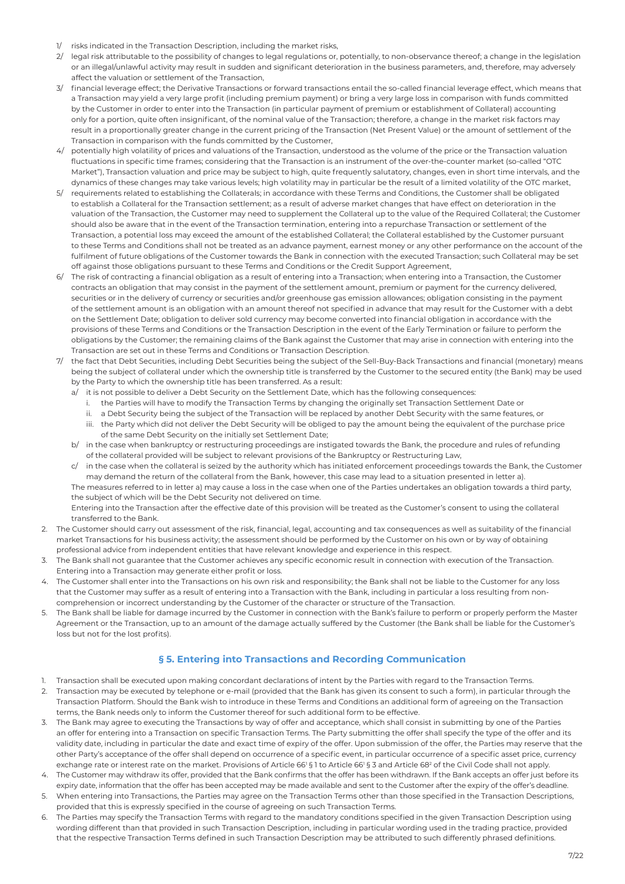1/ risks indicated in the Transaction Description, including the market risks,

2/ legal risk attributable to the possibility of changes to legal regulations or, potentially, to non-observance thereof; a change in the legislation or an illegal/unlawful activity may result in sudden and significant deterioration in the business parameters, and, therefore, may adversely affect the valuation or settlement of the Transaction,

3/ financial leverage effect; the Derivative Transactions or forward transactions entail the so-called financial leverage effect, which means that a Transaction may yield a very large profit (including premium payment) or bring a very large loss in comparison with funds committed by the Customer in order to enter into the Transaction (in particular payment of premium or establishment of Collateral) accounting only for a portion, quite often insignificant, of the nominal value of the Transaction; therefore, a change in the market risk factors may result in a proportionally greater change in the current pricing of the Transaction (Net Present Value) or the amount of settlement of the Transaction in comparison with the funds committed by the Customer,

4/ potentially high volatility of prices and valuations of the Transaction, understood as the volume of the price or the Transaction valuation fluctuations in specific time frames; considering that the Transaction is an instrument of the over-the-counter market (so-called "OTC Market"), Transaction valuation and price may be subject to high, quite frequently salutatory, changes, even in short time intervals, and the dynamics of these changes may take various levels; high volatility may in particular be the result of a limited volatility of the OTC market,

5/ requirements related to establishing the Collaterals; in accordance with these Terms and Conditions, the Customer shall be obligated to establish a Collateral for the Transaction settlement; as a result of adverse market changes that have effect on deterioration in the valuation of the Transaction, the Customer may need to supplement the Collateral up to the value of the Required Collateral; the Customer should also be aware that in the event of the Transaction termination, entering into a repurchase Transaction or settlement of the Transaction, a potential loss may exceed the amount of the established Collateral; the Collateral established by the Customer pursuant to these Terms and Conditions shall not be treated as an advance payment, earnest money or any other performance on the account of the fulfilment of future obligations of the Customer towards the Bank in connection with the executed Transaction; such Collateral may be set off against those obligations pursuant to these Terms and Conditions or the Credit Support Agreement,

6/ The risk of contracting a financial obligation as a result of entering into a Transaction; when entering into a Transaction, the Customer contracts an obligation that may consist in the payment of the settlement amount, premium or payment for the currency delivered, securities or in the delivery of currency or securities and/or greenhouse gas emission allowances; obligation consisting in the payment of the settlement amount is an obligation with an amount thereof not specified in advance that may result for the Customer with a debt on the Settlement Date; obligation to deliver sold currency may become converted into financial obligation in accordance with the provisions of these Terms and Conditions or the Transaction Description in the event of the Early Termination or failure to perform the obligations by the Customer; the remaining claims of the Bank against the Customer that may arise in connection with entering into the Transaction are set out in these Terms and Conditions or Transaction Description.

7/ the fact that Debt Securities, including Debt Securities being the subject of the Sell-Buy-Back Transactions and financial (monetary) means being the subject of collateral under which the ownership title is transferred by the Customer to the secured entity (the Bank) may be used by the Party to which the ownership title has been transferred. As a result:

   a/ it is not possible to deliver a Debt Security on the Settlement Date, which has the following consequences:
      i. the Parties will have to modify the Transaction Terms by changing the originally set Transaction Settlement Date or
      ii. a Debt Security being the subject of the Transaction will be replaced by another Debt Security with the same features, or
      iii. the Party which did not deliver the Debt Security will be obliged to pay the amount being the equivalent of the purchase price of the same Debt Security on the initially set Settlement Date;

   b/ in the case when bankruptcy or restructuring proceedings are instigated towards the Bank, the procedure and rules of refunding of the collateral provided will be subject to relevant provisions of the Bankruptcy or Restructuring Law,

   c/ in the case when the collateral is seized by the authority which has initiated enforcement proceedings towards the Bank, the Customer may demand the return of the collateral from the Bank, however, this case may lead to a situation presented in letter a).

   The measures referred to in letter a) may cause a loss in the case when one of the Parties undertakes an obligation towards a third party, the subject of which will be the Debt Security not delivered on time.

   Entering into the Transaction after the effective date of this provision will be treated as the Customer's consent to using the collateral transferred to the Bank.

2. The Customer should carry out assessment of the risk, financial, legal, accounting and tax consequences as well as suitability of the financial market Transactions for his business activity; the assessment should be performed by the Customer on his own or by way of obtaining professional advice from independent entities that have relevant knowledge and experience in this respect.
3. The Bank shall not guarantee that the Customer achieves any specific economic result in connection with execution of the Transaction. Entering into a Transaction may generate either profit or loss.
4. The Customer shall enter into the Transactions on his own risk and responsibility; the Bank shall not be liable to the Customer for any loss that the Customer may suffer as a result of entering into a Transaction with the Bank, including in particular a loss resulting from non-comprehension or incorrect understanding by the Customer of the character or structure of the Transaction.
5. The Bank shall be liable for damage incurred by the Customer in connection with the Bank's failure to perform or properly perform the Master Agreement or the Transaction, up to an amount of the damage actually suffered by the Customer (the Bank shall be liable for the Customer's loss but not for the lost profits).

## § 5. Entering into Transactions and Recording Communication

1. Transaction shall be executed upon making concordant declarations of intent by the Parties with regard to the Transaction Terms.
2. Transaction may be executed by telephone or e-mail (provided that the Bank has given its consent to such a form), in particular through the Transaction Platform. Should the Bank wish to introduce in these Terms and Conditions an additional form of agreeing on the Transaction terms, the Bank needs only to inform the Customer thereof for such additional form to be effective.
3. The Bank may agree to executing the Transactions by way of offer and acceptance, which shall consist in submitting by one of the Parties an offer for entering into a Transaction on specific Transaction Terms. The Party submitting the offer shall specify the type of the offer and its validity date, including in particular the date and exact time of expiry of the offer. Upon submission of the offer, the Parties may reserve that the other Party's acceptance of the offer shall depend on occurrence of a specific event, in particular occurrence of a specific asset price, currency exchange rate or interest rate on the market. Provisions of Article 66[1] § 1 to Article 66[1] § 3 and Article 68[2] of the Civil Code shall not apply.
4. The Customer may withdraw its offer, provided that the Bank confirms that the offer has been withdrawn. If the Bank accepts an offer just before its expiry date, information that the offer has been accepted may be made available and sent to the Customer after the expiry of the offer's deadline.
5. When entering into Transactions, the Parties may agree on the Transaction Terms other than those specified in the Transaction Descriptions, provided that this is expressly specified in the course of agreeing on such Transaction Terms.
6. The Parties may specify the Transaction Terms with regard to the mandatory conditions specified in the given Transaction Description using wording different than that provided in such Transaction Description, including in particular wording used in the trading practice, provided that the respective Transaction Terms defined in such Transaction Description may be attributed to such differently phrased definitions.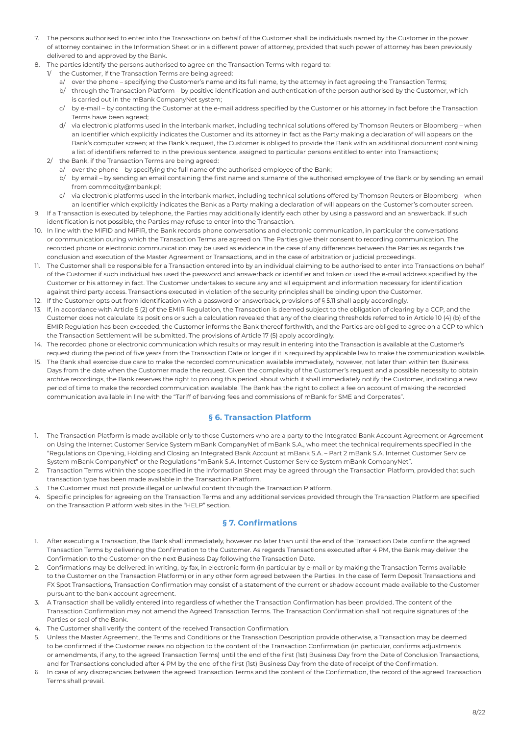7. The persons authorised to enter into the Transactions on behalf of the Customer shall be individuals named by the Customer in the power of attorney contained in the Information Sheet or in a different power of attorney, provided that such power of attorney has been previously delivered to and approved by the Bank.
8. The parties identify the persons authorised to agree on the Transaction Terms with regard to:
   1/ the Customer, if the Transaction Terms are being agreed:
      a/ over the phone – specifying the Customer's name and its full name, by the attorney in fact agreeing the Transaction Terms;
      b/ through the Transaction Platform – by positive identification and authentication of the person authorised by the Customer, which is carried out in the mBank CompanyNet system;
      c/ by e-mail – by contacting the Customer at the e-mail address specified by the Customer or his attorney in fact before the Transaction Terms have been agreed;
      d/ via electronic platforms used in the interbank market, including technical solutions offered by Thomson Reuters or Bloomberg – when an identifier which explicitly indicates the Customer and its attorney in fact as the Party making a declaration of will appears on the Bank's computer screen; at the Bank's request, the Customer is obliged to provide the Bank with an additional document containing a list of identifiers referred to in the previous sentence, assigned to particular persons entitled to enter into Transactions;
   2/ the Bank, if the Transaction Terms are being agreed:
      a/ over the phone – by specifying the full name of the authorised employee of the Bank;
      b/ by email – by sending an email containing the first name and surname of the authorised employee of the Bank or by sending an email from commodity@mbank.pl;
      c/ via electronic platforms used in the interbank market, including technical solutions offered by Thomson Reuters or Bloomberg – when an identifier which explicitly indicates the Bank as a Party making a declaration of will appears on the Customer's computer screen.
9. If a Transaction is executed by telephone, the Parties may additionally identify each other by using a password and an answerback. If such identification is not possible, the Parties may refuse to enter into the Transaction.
10. In line with the MiFID and MiFIR, the Bank records phone conversations and electronic communication, in particular the conversations or communication during which the Transaction Terms are agreed on. The Parties give their consent to recording communication. The recorded phone or electronic communication may be used as evidence in the case of any differences between the Parties as regards the conclusion and execution of the Master Agreement or Transactions, and in the case of arbitration or judicial proceedings.
11. The Customer shall be responsible for a Transaction entered into by an individual claiming to be authorised to enter into Transactions on behalf of the Customer if such individual has used the password and answerback or identifier and token or used the e-mail address specified by the Customer or his attorney in fact. The Customer undertakes to secure any and all equipment and information necessary for identification against third party access. Transactions executed in violation of the security principles shall be binding upon the Customer.
12. If the Customer opts out from identification with a password or answerback, provisions of § 5.11 shall apply accordingly.
13. If, in accordance with Article 5 (2) of the EMIR Regulation, the Transaction is deemed subject to the obligation of clearing by a CCP, and the Customer does not calculate its positions or such a calculation revealed that any of the clearing thresholds referred to in Article 10 (4) (b) of the EMIR Regulation has been exceeded, the Customer informs the Bank thereof forthwith, and the Parties are obliged to agree on a CCP to which the Transaction Settlement will be submitted. The provisions of Article 17 (5) apply accordingly.
14. The recorded phone or electronic communication which results or may result in entering into the Transaction is available at the Customer's request during the period of five years from the Transaction Date or longer if it is required by applicable law to make the communication available.
15. The Bank shall exercise due care to make the recorded communication available immediately, however, not later than within ten Business Days from the date when the Customer made the request. Given the complexity of the Customer's request and a possible necessity to obtain archive recordings, the Bank reserves the right to prolong this period, about which it shall immediately notify the Customer, indicating a new period of time to make the recorded communication available. The Bank has the right to collect a fee on account of making the recorded communication available in line with the "Tariff of banking fees and commissions of mBank for SME and Corporates".

## § 6. Transaction Platform

1. The Transaction Platform is made available only to those Customers who are a party to the Integrated Bank Account Agreement or Agreement on Using the Internet Customer Service System mBank CompanyNet of mBank S.A., who meet the technical requirements specified in the "Regulations on Opening, Holding and Closing an Integrated Bank Account at mBank S.A. – Part 2 mBank S.A. Internet Customer Service System mBank CompanyNet" or the Regulations "mBank S.A. Internet Customer Service System mBank CompanyNet".
2. Transaction Terms within the scope specified in the Information Sheet may be agreed through the Transaction Platform, provided that such transaction type has been made available in the Transaction Platform.
3. The Customer must not provide illegal or unlawful content through the Transaction Platform.
4. Specific principles for agreeing on the Transaction Terms and any additional services provided through the Transaction Platform are specified on the Transaction Platform web sites in the "HELP" section.

## § 7. Confirmations

1. After executing a Transaction, the Bank shall immediately, however no later than until the end of the Transaction Date, confirm the agreed Transaction Terms by delivering the Confirmation to the Customer. As regards Transactions executed after 4 PM, the Bank may deliver the Confirmation to the Customer on the next Business Day following the Transaction Date.
2. Confirmations may be delivered: in writing, by fax, in electronic form (in particular by e-mail or by making the Transaction Terms available to the Customer on the Transaction Platform) or in any other form agreed between the Parties. In the case of Term Deposit Transactions and FX Spot Transactions, Transaction Confirmation may consist of a statement of the current or shadow account made available to the Customer pursuant to the bank account agreement.
3. A Transaction shall be validly entered into regardless of whether the Transaction Confirmation has been provided. The content of the Transaction Confirmation may not amend the Agreed Transaction Terms. The Transaction Confirmation shall not require signatures of the Parties or seal of the Bank.
4. The Customer shall verify the content of the received Transaction Confirmation.
5. Unless the Master Agreement, the Terms and Conditions or the Transaction Description provide otherwise, a Transaction may be deemed to be confirmed if the Customer raises no objection to the content of the Transaction Confirmation (in particular, confirms adjustments or amendments, if any, to the agreed Transaction Terms) until the end of the first (1st) Business Day from the Date of Conclusion Transactions, and for Transactions concluded after 4 PM by the end of the first (1st) Business Day from the date of receipt of the Confirmation.
6. In case of any discrepancies between the agreed Transaction Terms and the content of the Confirmation, the record of the agreed Transaction Terms shall prevail.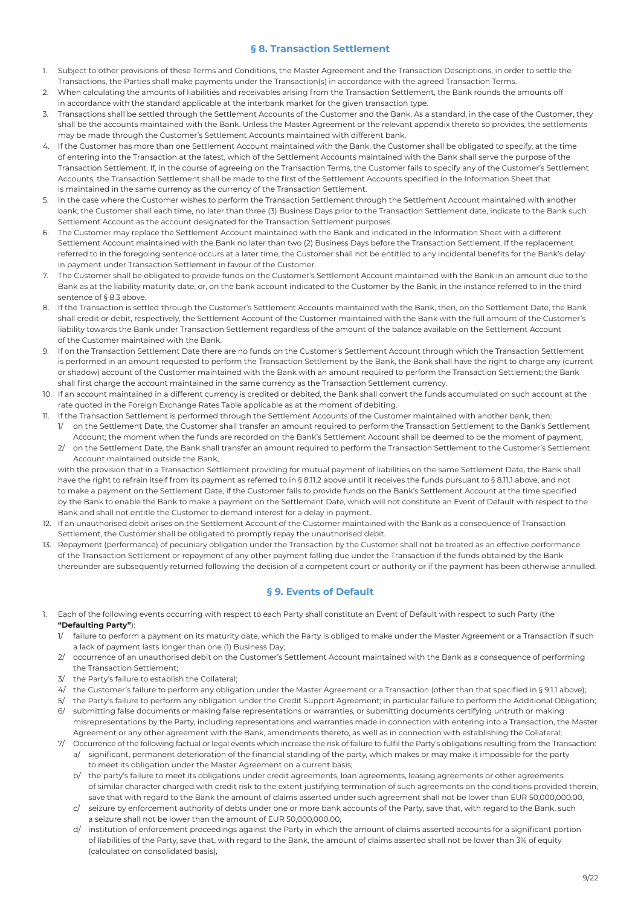## § 8. Transaction Settlement

1. Subject to other provisions of these Terms and Conditions, the Master Agreement and the Transaction Descriptions, in order to settle the Transactions, the Parties shall make payments under the Transaction(s) in accordance with the agreed Transaction Terms.
2. When calculating the amounts of liabilities and receivables arising from the Transaction Settlement, the Bank rounds the amounts off in accordance with the standard applicable at the interbank market for the given transaction type.
3. Transactions shall be settled through the Settlement Accounts of the Customer and the Bank. As a standard, in the case of the Customer, they shall be the accounts maintained with the Bank. Unless the Master Agreement or the relevant appendix thereto so provides, the settlements may be made through the Customer's Settlement Accounts maintained with different bank.
4. If the Customer has more than one Settlement Account maintained with the Bank, the Customer shall be obligated to specify, at the time of entering into the Transaction at the latest, which of the Settlement Accounts maintained with the Bank shall serve the purpose of the Transaction Settlement. If, in the course of agreeing on the Transaction Terms, the Customer fails to specify any of the Customer's Settlement Accounts, the Transaction Settlement shall be made to the first of the Settlement Accounts specified in the Information Sheet that is maintained in the same currency as the currency of the Transaction Settlement.
5. In the case where the Customer wishes to perform the Transaction Settlement through the Settlement Account maintained with another bank, the Customer shall each time, no later than three (3) Business Days prior to the Transaction Settlement date, indicate to the Bank such Settlement Account as the account designated for the Transaction Settlement purposes.
6. The Customer may replace the Settlement Account maintained with the Bank and indicated in the Information Sheet with a different Settlement Account maintained with the Bank no later than two (2) Business Days before the Transaction Settlement. If the replacement referred to in the foregoing sentence occurs at a later time, the Customer shall not be entitled to any incidental benefits for the Bank's delay in payment under Transaction Settlement in favour of the Customer.
7. The Customer shall be obligated to provide funds on the Customer's Settlement Account maintained with the Bank in an amount due to the Bank as at the liability maturity date, or, on the bank account indicated to the Customer by the Bank, in the instance referred to in the third sentence of § 8.3 above.
8. If the Transaction is settled through the Customer's Settlement Accounts maintained with the Bank, then, on the Settlement Date, the Bank shall credit or debit, respectively, the Settlement Account of the Customer maintained with the Bank with the full amount of the Customer's liability towards the Bank under Transaction Settlement regardless of the amount of the balance available on the Settlement Account of the Customer maintained with the Bank.
9. If on the Transaction Settlement Date there are no funds on the Customer's Settlement Account through which the Transaction Settlement is performed in an amount requested to perform the Transaction Settlement by the Bank, the Bank shall have the right to charge any (current or shadow) account of the Customer maintained with the Bank with an amount required to perform the Transaction Settlement; the Bank shall first charge the account maintained in the same currency as the Transaction Settlement currency.
10. If an account maintained in a different currency is credited or debited, the Bank shall convert the funds accumulated on such account at the rate quoted in the Foreign Exchange Rates Table applicable as at the moment of debiting.
11. If the Transaction Settlement is performed through the Settlement Accounts of the Customer maintained with another bank, then:
    1/ on the Settlement Date, the Customer shall transfer an amount required to perform the Transaction Settlement to the Bank's Settlement Account; the moment when the funds are recorded on the Bank's Settlement Account shall be deemed to be the moment of payment,
    2/ on the Settlement Date, the Bank shall transfer an amount required to perform the Transaction Settlement to the Customer's Settlement Account maintained outside the Bank,

    with the provision that in a Transaction Settlement providing for mutual payment of liabilities on the same Settlement Date, the Bank shall have the right to refrain itself from its payment as referred to in § 8.11.2 above until it receives the funds pursuant to § 8.11.1 above, and not to make a payment on the Settlement Date, if the Customer fails to provide funds on the Bank's Settlement Account at the time specified by the Bank to enable the Bank to make a payment on the Settlement Date, which will not constitute an Event of Default with respect to the Bank and shall not entitle the Customer to demand interest for a delay in payment.
12. If an unauthorised debit arises on the Settlement Account of the Customer maintained with the Bank as a consequence of Transaction Settlement, the Customer shall be obligated to promptly repay the unauthorised debit.
13. Repayment (performance) of pecuniary obligation under the Transaction by the Customer shall not be treated as an effective performance of the Transaction Settlement or repayment of any other payment falling due under the Transaction if the funds obtained by the Bank thereunder are subsequently returned following the decision of a competent court or authority or if the payment has been otherwise annulled.

## § 9. Events of Default

1. Each of the following events occurring with respect to each Party shall constitute an Event of Default with respect to such Party (the **"Defaulting Party"**):
    1/ failure to perform a payment on its maturity date, which the Party is obliged to make under the Master Agreement or a Transaction if such a lack of payment lasts longer than one (1) Business Day;
    2/ occurrence of an unauthorised debit on the Customer's Settlement Account maintained with the Bank as a consequence of performing the Transaction Settlement;
    3/ the Party's failure to establish the Collateral;
    4/ the Customer's failure to perform any obligation under the Master Agreement or a Transaction (other than that specified in § 9.1.1 above);
    5/ the Party's failure to perform any obligation under the Credit Support Agreement; in particular failure to perform the Additional Obligation;
    6/ submitting false documents or making false representations or warranties, or submitting documents certifying untruth or making misrepresentations by the Party, including representations and warranties made in connection with entering into a Transaction, the Master Agreement or any other agreement with the Bank, amendments thereto, as well as in connection with establishing the Collateral;
    7/ Occurrence of the following factual or legal events which increase the risk of failure to fulfil the Party's obligations resulting from the Transaction:
        a/ significant, permanent deterioration of the financial standing of the party, which makes or may make it impossible for the party to meet its obligation under the Master Agreement on a current basis;
        b/ the party's failure to meet its obligations under credit agreements, loan agreements, leasing agreements or other agreements of similar character charged with credit risk to the extent justifying termination of such agreements on the conditions provided therein, save that with regard to the Bank the amount of claims asserted under such agreement shall not be lower than EUR 50,000,000.00,
        c/ seizure by enforcement authority of debts under one or more bank accounts of the Party, save that, with regard to the Bank, such a seizure shall not be lower than the amount of EUR 50,000,000.00,
        d/ institution of enforcement proceedings against the Party in which the amount of claims asserted accounts for a significant portion of liabilities of the Party, save that, with regard to the Bank, the amount of claims asserted shall not be lower than 3% of equity (calculated on consolidated basis),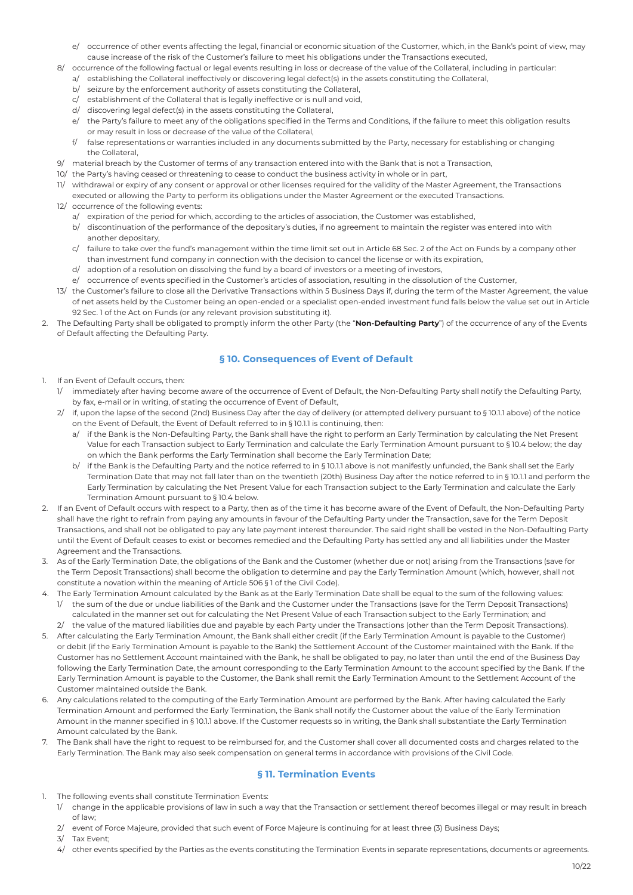e/ occurrence of other events affecting the legal, financial or economic situation of the Customer, which, in the Bank's point of view, may cause increase of the risk of the Customer's failure to meet his obligations under the Transactions executed,

8/ occurrence of the following factual or legal events resulting in loss or decrease of the value of the Collateral, including in particular:
   a/ establishing the Collateral ineffectively or discovering legal defect(s) in the assets constituting the Collateral,
   b/ seizure by the enforcement authority of assets constituting the Collateral,
   c/ establishment of the Collateral that is legally ineffective or is null and void,
   d/ discovering legal defect(s) in the assets constituting the Collateral,
   e/ the Party's failure to meet any of the obligations specified in the Terms and Conditions, if the failure to meet this obligation results or may result in loss or decrease of the value of the Collateral,
   f/ false representations or warranties included in any documents submitted by the Party, necessary for establishing or changing the Collateral,

9/ material breach by the Customer of terms of any transaction entered into with the Bank that is not a Transaction,

10/ the Party's having ceased or threatening to cease to conduct the business activity in whole or in part,

11/ withdrawal or expiry of any consent or approval or other licenses required for the validity of the Master Agreement, the Transactions executed or allowing the Party to perform its obligations under the Master Agreement or the executed Transactions.

12/ occurrence of the following events:
   a/ expiration of the period for which, according to the articles of association, the Customer was established,
   b/ discontinuation of the performance of the depositary's duties, if no agreement to maintain the register was entered into with another depositary,
   c/ failure to take over the fund's management within the time limit set out in Article 68 Sec. 2 of the Act on Funds by a company other than investment fund company in connection with the decision to cancel the license or with its expiration,
   d/ adoption of a resolution on dissolving the fund by a board of investors or a meeting of investors,
   e/ occurrence of events specified in the Customer's articles of association, resulting in the dissolution of the Customer,

13/ the Customer's failure to close all the Derivative Transactions within 5 Business Days if, during the term of the Master Agreement, the value of net assets held by the Customer being an open-ended or a specialist open-ended investment fund falls below the value set out in Article 92 Sec. 1 of the Act on Funds (or any relevant provision substituting it).

2. The Defaulting Party shall be obligated to promptly inform the other Party (the "**Non-Defaulting Party**") of the occurrence of any of the Events of Default affecting the Defaulting Party.

## § 10. Consequences of Event of Default

1. If an Event of Default occurs, then:
   1/ immediately after having become aware of the occurrence of Event of Default, the Non-Defaulting Party shall notify the Defaulting Party, by fax, e-mail or in writing, of stating the occurrence of Event of Default,
   2/ if, upon the lapse of the second (2nd) Business Day after the day of delivery (or attempted delivery pursuant to § 10.1.1 above) of the notice on the Event of Default, the Event of Default referred to in § 10.1.1 is continuing, then:
      a/ if the Bank is the Non-Defaulting Party, the Bank shall have the right to perform an Early Termination by calculating the Net Present Value for each Transaction subject to Early Termination and calculate the Early Termination Amount pursuant to § 10.4 below; the day on which the Bank performs the Early Termination shall become the Early Termination Date;
      b/ if the Bank is the Defaulting Party and the notice referred to in § 10.1.1 above is not manifestly unfunded, the Bank shall set the Early Termination Date that may not fall later than on the twentieth (20th) Business Day after the notice referred to in § 10.1.1 and perform the Early Termination by calculating the Net Present Value for each Transaction subject to the Early Termination and calculate the Early Termination Amount pursuant to § 10.4 below.
2. If an Event of Default occurs with respect to a Party, then as of the time it has become aware of the Event of Default, the Non-Defaulting Party shall have the right to refrain from paying any amounts in favour of the Defaulting Party under the Transaction, save for the Term Deposit Transactions, and shall not be obligated to pay any late payment interest thereunder. The said right shall be vested in the Non-Defaulting Party until the Event of Default ceases to exist or becomes remedied and the Defaulting Party has settled any and all liabilities under the Master Agreement and the Transactions.
3. As of the Early Termination Date, the obligations of the Bank and the Customer (whether due or not) arising from the Transactions (save for the Term Deposit Transactions) shall become the obligation to determine and pay the Early Termination Amount (which, however, shall not constitute a novation within the meaning of Article 506 § 1 of the Civil Code).
4. The Early Termination Amount calculated by the Bank as at the Early Termination Date shall be equal to the sum of the following values:
   1/ the sum of the due or undue liabilities of the Bank and the Customer under the Transactions (save for the Term Deposit Transactions) calculated in the manner set out for calculating the Net Present Value of each Transaction subject to the Early Termination; and
   2/ the value of the matured liabilities due and payable by each Party under the Transactions (other than the Term Deposit Transactions).
5. After calculating the Early Termination Amount, the Bank shall either credit (if the Early Termination Amount is payable to the Customer) or debit (if the Early Termination Amount is payable to the Bank) the Settlement Account of the Customer maintained with the Bank. If the Customer has no Settlement Account maintained with the Bank, he shall be obligated to pay, no later than until the end of the Business Day following the Early Termination Date, the amount corresponding to the Early Termination Amount to the account specified by the Bank. If the Early Termination Amount is payable to the Customer, the Bank shall remit the Early Termination Amount to the Settlement Account of the Customer maintained outside the Bank.
6. Any calculations related to the computing of the Early Termination Amount are performed by the Bank. After having calculated the Early Termination Amount and performed the Early Termination, the Bank shall notify the Customer about the value of the Early Termination Amount in the manner specified in § 10.1.1 above. If the Customer requests so in writing, the Bank shall substantiate the Early Termination Amount calculated by the Bank.
7. The Bank shall have the right to request to be reimbursed for, and the Customer shall cover all documented costs and charges related to the Early Termination. The Bank may also seek compensation on general terms in accordance with provisions of the Civil Code.

## § 11. Termination Events

1. The following events shall constitute Termination Events:
   1/ change in the applicable provisions of law in such a way that the Transaction or settlement thereof becomes illegal or may result in breach of law;
   2/ event of Force Majeure, provided that such event of Force Majeure is continuing for at least three (3) Business Days;
   3/ Tax Event;
   4/ other events specified by the Parties as the events constituting the Termination Events in separate representations, documents or agreements.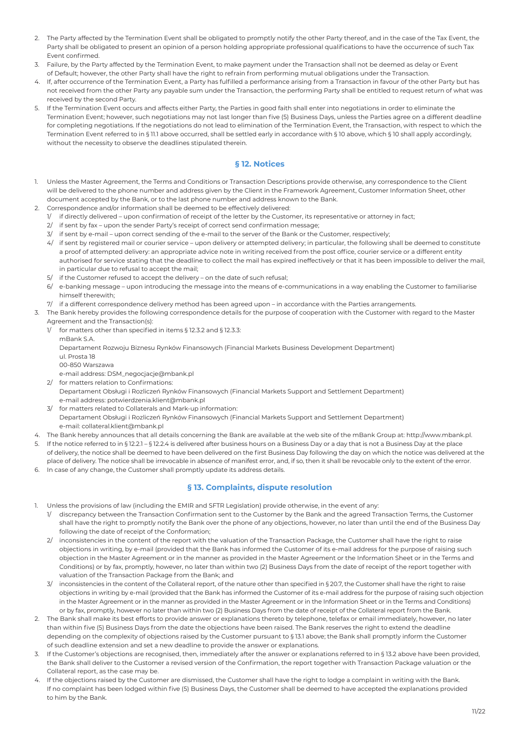2. The Party affected by the Termination Event shall be obligated to promptly notify the other Party thereof, and in the case of the Tax Event, the Party shall be obligated to present an opinion of a person holding appropriate professional qualifications to have the occurrence of such Tax Event confirmed.
3. Failure, by the Party affected by the Termination Event, to make payment under the Transaction shall not be deemed as delay or Event of Default; however, the other Party shall have the right to refrain from performing mutual obligations under the Transaction.
4. If, after occurrence of the Termination Event, a Party has fulfilled a performance arising from a Transaction in favour of the other Party but has not received from the other Party any payable sum under the Transaction, the performing Party shall be entitled to request return of what was received by the second Party.
5. If the Termination Event occurs and affects either Party, the Parties in good faith shall enter into negotiations in order to eliminate the Termination Event; however, such negotiations may not last longer than five (5) Business Days, unless the Parties agree on a different deadline for completing negotiations. If the negotiations do not lead to elimination of the Termination Event, the Transaction, with respect to which the Termination Event referred to in § 11.1 above occurred, shall be settled early in accordance with § 10 above, which § 10 shall apply accordingly, without the necessity to observe the deadlines stipulated therein.

## § 12. Notices

1. Unless the Master Agreement, the Terms and Conditions or Transaction Descriptions provide otherwise, any correspondence to the Client will be delivered to the phone number and address given by the Client in the Framework Agreement, Customer Information Sheet, other document accepted by the Bank, or to the last phone number and address known to the Bank.
2. Correspondence and/or information shall be deemed to be effectively delivered:
   1/ if directly delivered – upon confirmation of receipt of the letter by the Customer, its representative or attorney in fact;
   2/ if sent by fax – upon the sender Party's receipt of correct send confirmation message;
   3/ if sent by e-mail – upon correct sending of the e-mail to the server of the Bank or the Customer, respectively;
   4/ if sent by registered mail or courier service – upon delivery or attempted delivery; in particular, the following shall be deemed to constitute a proof of attempted delivery: an appropriate advice note in writing received from the post office, courier service or a different entity authorised for service stating that the deadline to collect the mail has expired ineffectively or that it has been impossible to deliver the mail, in particular due to refusal to accept the mail;
   5/ if the Customer refused to accept the delivery – on the date of such refusal;
   6/ e-banking message – upon introducing the message into the means of e-communications in a way enabling the Customer to familiarise himself therewith;
   7/ if a different correspondence delivery method has been agreed upon – in accordance with the Parties arrangements.
3. The Bank hereby provides the following correspondence details for the purpose of cooperation with the Customer with regard to the Master Agreement and the Transaction(s):
   1/ for matters other than specified in items § 12.3.2 and § 12.3.3:
   mBank S.A.
   Departament Rozwoju Biznesu Rynków Finansowych (Financial Markets Business Development Department)
   ul. Prosta 18
   00-850 Warszawa
   e-mail address: DSM_negocjacje@mbank.pl
   2/ for matters relation to Confirmations:
   Departament Obsługi i Rozliczeń Rynków Finansowych (Financial Markets Support and Settlement Department)
   e-mail address: potwierdzenia.klient@mbank.pl
   3/ for matters related to Collaterals and Mark-up information:
   Departament Obsługi i Rozliczeń Rynków Finansowych (Financial Markets Support and Settlement Department)
   e-mail: collateral.klient@mbank.pl
4. The Bank hereby announces that all details concerning the Bank are available at the web site of the mBank Group at: http://www.mbank.pl.
5. If the notice referred to in § 12.2.1 – § 12.2.4 is delivered after business hours on a Business Day or a day that is not a Business Day at the place of delivery, the notice shall be deemed to have been delivered on the first Business Day following the day on which the notice was delivered at the place of delivery. The notice shall be irrevocable in absence of manifest error, and, if so, then it shall be revocable only to the extent of the error.
6. In case of any change, the Customer shall promptly update its address details.

## § 13. Complaints, dispute resolution

1. Unless the provisions of law (including the EMIR and SFTR Legislation) provide otherwise, in the event of any:
   1/ discrepancy between the Transaction Confirmation sent to the Customer by the Bank and the agreed Transaction Terms, the Customer shall have the right to promptly notify the Bank over the phone of any objections, however, no later than until the end of the Business Day following the date of receipt of the Conformation;
   2/ inconsistencies in the content of the report with the valuation of the Transaction Package, the Customer shall have the right to raise objections in writing, by e-mail (provided that the Bank has informed the Customer of its e-mail address for the purpose of raising such objection in the Master Agreement or in the manner as provided in the Master Agreement or the Information Sheet or in the Terms and Conditions) or by fax, promptly, however, no later than within two (2) Business Days from the date of receipt of the report together with valuation of the Transaction Package from the Bank; and
   3/ inconsistencies in the content of the Collateral report, of the nature other than specified in § 20.7, the Customer shall have the right to raise objections in writing by e-mail (provided that the Bank has informed the Customer of its e-mail address for the purpose of raising such objection in the Master Agreement or in the manner as provided in the Master Agreement or in the Information Sheet or in the Terms and Conditions) or by fax, promptly, however no later than within two (2) Business Days from the date of receipt of the Collateral report from the Bank.
2. The Bank shall make its best efforts to provide answer or explanations thereto by telephone, telefax or email immediately, however, no later than within five (5) Business Days from the date the objections have been raised. The Bank reserves the right to extend the deadline depending on the complexity of objections raised by the Customer pursuant to § 13.1 above; the Bank shall promptly inform the Customer of such deadline extension and set a new deadline to provide the answer or explanations.
3. If the Customer's objections are recognised, then, immediately after the answer or explanations referred to in § 13.2 above have been provided, the Bank shall deliver to the Customer a revised version of the Confirmation, the report together with Transaction Package valuation or the Collateral report, as the case may be.
4. If the objections raised by the Customer are dismissed, the Customer shall have the right to lodge a complaint in writing with the Bank. If no complaint has been lodged within five (5) Business Days, the Customer shall be deemed to have accepted the explanations provided to him by the Bank.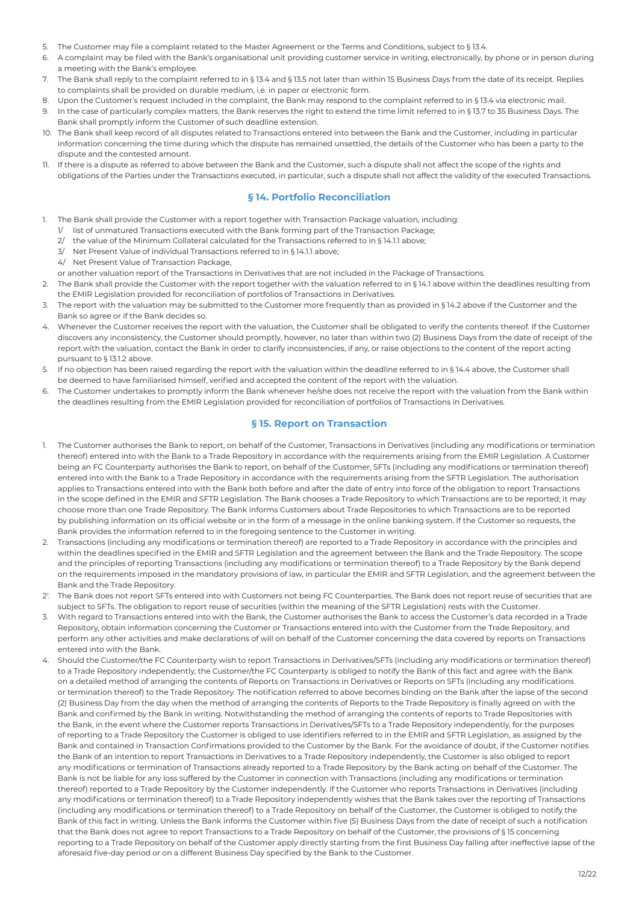5. The Customer may file a complaint related to the Master Agreement or the Terms and Conditions, subject to § 13.4.
6. A complaint may be filed with the Bank's organisational unit providing customer service in writing, electronically, by phone or in person during a meeting with the Bank's employee.
7. The Bank shall reply to the complaint referred to in § 13.4 and § 13.5 not later than within 15 Business Days from the date of its receipt. Replies to complaints shall be provided on durable medium, i.e. in paper or electronic form.
8. Upon the Customer's request included in the complaint, the Bank may respond to the complaint referred to in § 13.4 via electronic mail.
9. In the case of particularly complex matters, the Bank reserves the right to extend the time limit referred to in § 13.7 to 35 Business Days. The Bank shall promptly inform the Customer of such deadline extension.
10. The Bank shall keep record of all disputes related to Transactions entered into between the Bank and the Customer, including in particular information concerning the time during which the dispute has remained unsettled, the details of the Customer who has been a party to the dispute and the contested amount.
11. If there is a dispute as referred to above between the Bank and the Customer, such a dispute shall not affect the scope of the rights and obligations of the Parties under the Transactions executed, in particular, such a dispute shall not affect the validity of the executed Transactions.

## § 14. Portfolio Reconciliation

1. The Bank shall provide the Customer with a report together with Transaction Package valuation, including:
   1/ list of unmatured Transactions executed with the Bank forming part of the Transaction Package;
   2/ the value of the Minimum Collateral calculated for the Transactions referred to in § 14.1.1 above;
   3/ Net Present Value of individual Transactions referred to in § 14.1.1 above;
   4/ Net Present Value of Transaction Package,

   or another valuation report of the Transactions in Derivatives that are not included in the Package of Transactions.
2. The Bank shall provide the Customer with the report together with the valuation referred to in § 14.1 above within the deadlines resulting from the EMIR Legislation provided for reconciliation of portfolios of Transactions in Derivatives.
3. The report with the valuation may be submitted to the Customer more frequently than as provided in § 14.2 above if the Customer and the Bank so agree or if the Bank decides so.
4. Whenever the Customer receives the report with the valuation, the Customer shall be obligated to verify the contents thereof. If the Customer discovers any inconsistency, the Customer should promptly, however, no later than within two (2) Business Days from the date of receipt of the report with the valuation, contact the Bank in order to clarify inconsistencies, if any, or raise objections to the content of the report acting pursuant to § 13.1.2 above.
5. If no objection has been raised regarding the report with the valuation within the deadline referred to in § 14.4 above, the Customer shall be deemed to have familiarised himself, verified and accepted the content of the report with the valuation.
6. The Customer undertakes to promptly inform the Bank whenever he/she does not receive the report with the valuation from the Bank within the deadlines resulting from the EMIR Legislation provided for reconciliation of portfolios of Transactions in Derivatives.

## § 15. Report on Transaction

1. The Customer authorises the Bank to report, on behalf of the Customer, Transactions in Derivatives (including any modifications or termination thereof) entered into with the Bank to a Trade Repository in accordance with the requirements arising from the EMIR Legislation. A Customer being an FC Counterparty authorises the Bank to report, on behalf of the Customer, SFTs (including any modifications or termination thereof) entered into with the Bank to a Trade Repository in accordance with the requirements arising from the SFTR Legislation. The authorisation applies to Transactions entered into with the Bank both before and after the date of entry into force of the obligation to report Transactions in the scope defined in the EMIR and SFTR Legislation. The Bank chooses a Trade Repository to which Transactions are to be reported; it may choose more than one Trade Repository. The Bank informs Customers about Trade Repositories to which Transactions are to be reported by publishing information on its official website or in the form of a message in the online banking system. If the Customer so requests, the Bank provides the information referred to in the foregoing sentence to the Customer in writing.
2. Transactions (including any modifications or termination thereof) are reported to a Trade Repository in accordance with the principles and within the deadlines specified in the EMIR and SFTR Legislation and the agreement between the Bank and the Trade Repository. The scope and the principles of reporting Transactions (including any modifications or termination thereof) to a Trade Repository by the Bank depend on the requirements imposed in the mandatory provisions of law, in particular the EMIR and SFTR Legislation, and the agreement between the Bank and the Trade Repository.

2[1]. The Bank does not report SFTs entered into with Customers not being FC Counterparties. The Bank does not report reuse of securities that are subject to SFTs. The obligation to report reuse of securities (within the meaning of the SFTR Legislation) rests with the Customer.

3. With regard to Transactions entered into with the Bank, the Customer authorises the Bank to access the Customer's data recorded in a Trade Repository, obtain information concerning the Customer or Transactions entered into with the Customer from the Trade Repository, and perform any other activities and make declarations of will on behalf of the Customer concerning the data covered by reports on Transactions entered into with the Bank.
4. Should the Customer/the FC Counterparty wish to report Transactions in Derivatives/SFTs (including any modifications or termination thereof) to a Trade Repository independently, the Customer/the FC Counterparty is obliged to notify the Bank of this fact and agree with the Bank on a detailed method of arranging the contents of Reports on Transactions in Derivatives or Reports on SFTs (including any modifications or termination thereof) to the Trade Repository. The notification referred to above becomes binding on the Bank after the lapse of the second (2) Business Day from the day when the method of arranging the contents of Reports to the Trade Repository is finally agreed on with the Bank and confirmed by the Bank in writing. Notwithstanding the method of arranging the contents of reports to Trade Repositories with the Bank, in the event where the Customer reports Transactions in Derivatives/SFTs to a Trade Repository independently, for the purposes of reporting to a Trade Repository the Customer is obliged to use identifiers referred to in the EMIR and SFTR Legislation, as assigned by the Bank and contained in Transaction Confirmations provided to the Customer by the Bank. For the avoidance of doubt, if the Customer notifies the Bank of an intention to report Transactions in Derivatives to a Trade Repository independently, the Customer is also obliged to report any modifications or termination of Transactions already reported to a Trade Repository by the Bank acting on behalf of the Customer. The Bank is not be liable for any loss suffered by the Customer in connection with Transactions (including any modifications or termination thereof) reported to a Trade Repository by the Customer independently. If the Customer who reports Transactions in Derivatives (including any modifications or termination thereof) to a Trade Repository independently wishes that the Bank takes over the reporting of Transactions (including any modifications or termination thereof) to a Trade Repository on behalf of the Customer, the Customer is obliged to notify the Bank of this fact in writing. Unless the Bank informs the Customer within five (5) Business Days from the date of receipt of such a notification that the Bank does not agree to report Transactions to a Trade Repository on behalf of the Customer, the provisions of § 15 concerning reporting to a Trade Repository on behalf of the Customer apply directly starting from the first Business Day falling after ineffective lapse of the aforesaid five-day period or on a different Business Day specified by the Bank to the Customer.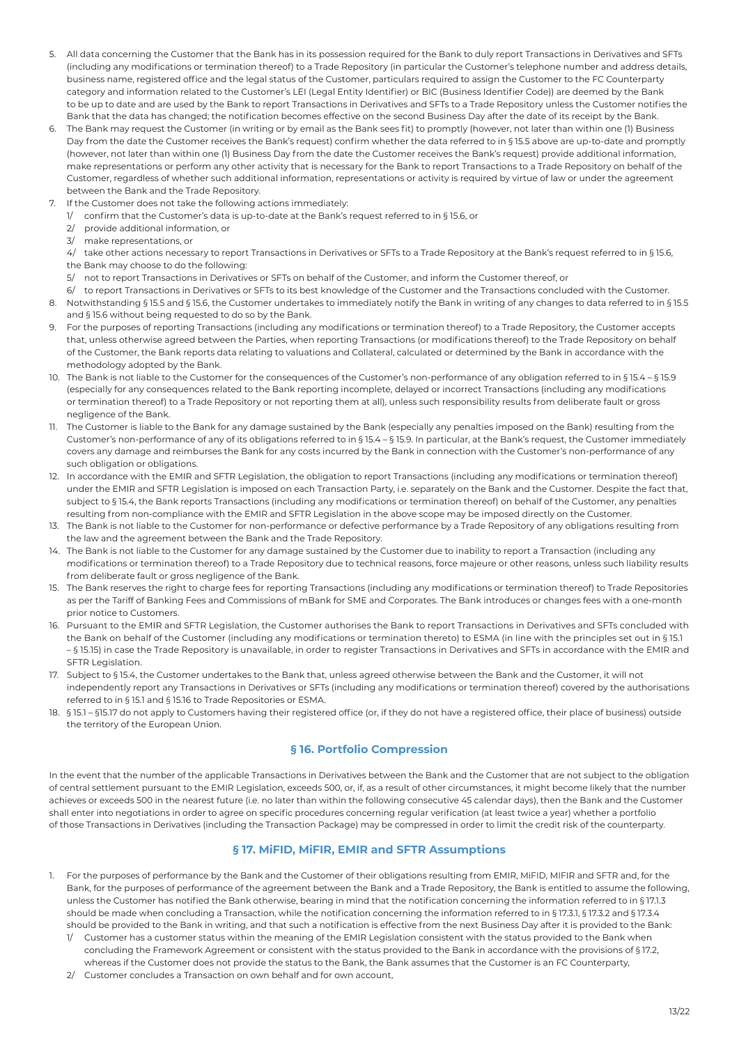5. All data concerning the Customer that the Bank has in its possession required for the Bank to duly report Transactions in Derivatives and SFTs (including any modifications or termination thereof) to a Trade Repository (in particular the Customer's telephone number and address details, business name, registered office and the legal status of the Customer, particulars required to assign the Customer to the FC Counterparty category and information related to the Customer's LEI (Legal Entity Identifier) or BIC (Business Identifier Code)) are deemed by the Bank to be up to date and are used by the Bank to report Transactions in Derivatives and SFTs to a Trade Repository unless the Customer notifies the Bank that the data has changed; the notification becomes effective on the second Business Day after the date of its receipt by the Bank.
6. The Bank may request the Customer (in writing or by email as the Bank sees fit) to promptly (however, not later than within one (1) Business Day from the date the Customer receives the Bank's request) confirm whether the data referred to in § 15.5 above are up-to-date and promptly (however, not later than within one (1) Business Day from the date the Customer receives the Bank's request) provide additional information, make representations or perform any other activity that is necessary for the Bank to report Transactions to a Trade Repository on behalf of the Customer, regardless of whether such additional information, representations or activity is required by virtue of law or under the agreement between the Bank and the Trade Repository.
7. If the Customer does not take the following actions immediately:
   1/ confirm that the Customer's data is up-to-date at the Bank's request referred to in § 15.6, or
   2/ provide additional information, or
   3/ make representations, or
   4/ take other actions necessary to report Transactions in Derivatives or SFTs to a Trade Repository at the Bank's request referred to in § 15.6,
   the Bank may choose to do the following:
   5/ not to report Transactions in Derivatives or SFTs on behalf of the Customer, and inform the Customer thereof, or
   6/ to report Transactions in Derivatives or SFTs to its best knowledge of the Customer and the Transactions concluded with the Customer.
8. Notwithstanding § 15.5 and § 15.6, the Customer undertakes to immediately notify the Bank in writing of any changes to data referred to in § 15.5 and § 15.6 without being requested to do so by the Bank.
9. For the purposes of reporting Transactions (including any modifications or termination thereof) to a Trade Repository, the Customer accepts that, unless otherwise agreed between the Parties, when reporting Transactions (or modifications thereof) to the Trade Repository on behalf of the Customer, the Bank reports data relating to valuations and Collateral, calculated or determined by the Bank in accordance with the methodology adopted by the Bank.
10. The Bank is not liable to the Customer for the consequences of the Customer's non-performance of any obligation referred to in § 15.4 – § 15.9 (especially for any consequences related to the Bank reporting incomplete, delayed or incorrect Transactions (including any modifications or termination thereof) to a Trade Repository or not reporting them at all), unless such responsibility results from deliberate fault or gross negligence of the Bank.
11. The Customer is liable to the Bank for any damage sustained by the Bank (especially any penalties imposed on the Bank) resulting from the Customer's non-performance of any of its obligations referred to in § 15.4 – § 15.9. In particular, at the Bank's request, the Customer immediately covers any damage and reimburses the Bank for any costs incurred by the Bank in connection with the Customer's non-performance of any such obligation or obligations.
12. In accordance with the EMIR and SFTR Legislation, the obligation to report Transactions (including any modifications or termination thereof) under the EMIR and SFTR Legislation is imposed on each Transaction Party, i.e. separately on the Bank and the Customer. Despite the fact that, subject to § 15.4, the Bank reports Transactions (including any modifications or termination thereof) on behalf of the Customer, any penalties resulting from non-compliance with the EMIR and SFTR Legislation in the above scope may be imposed directly on the Customer.
13. The Bank is not liable to the Customer for non-performance or defective performance by a Trade Repository of any obligations resulting from the law and the agreement between the Bank and the Trade Repository.
14. The Bank is not liable to the Customer for any damage sustained by the Customer due to inability to report a Transaction (including any modifications or termination thereof) to a Trade Repository due to technical reasons, force majeure or other reasons, unless such liability results from deliberate fault or gross negligence of the Bank.
15. The Bank reserves the right to charge fees for reporting Transactions (including any modifications or termination thereof) to Trade Repositories as per the Tariff of Banking Fees and Commissions of mBank for SME and Corporates. The Bank introduces or changes fees with a one-month prior notice to Customers.
16. Pursuant to the EMIR and SFTR Legislation, the Customer authorises the Bank to report Transactions in Derivatives and SFTs concluded with the Bank on behalf of the Customer (including any modifications or termination thereto) to ESMA (in line with the principles set out in § 15.1 – § 15.15) in case the Trade Repository is unavailable, in order to register Transactions in Derivatives and SFTs in accordance with the EMIR and SFTR Legislation.
17. Subject to § 15.4, the Customer undertakes to the Bank that, unless agreed otherwise between the Bank and the Customer, it will not independently report any Transactions in Derivatives or SFTs (including any modifications or termination thereof) covered by the authorisations referred to in § 15.1 and § 15.16 to Trade Repositories or ESMA.
18. § 15.1 – §15.17 do not apply to Customers having their registered office (or, if they do not have a registered office, their place of business) outside the territory of the European Union.

## § 16. Portfolio Compression

In the event that the number of the applicable Transactions in Derivatives between the Bank and the Customer that are not subject to the obligation of central settlement pursuant to the EMIR Legislation, exceeds 500, or, if, as a result of other circumstances, it might become likely that the number achieves or exceeds 500 in the nearest future (i.e. no later than within the following consecutive 45 calendar days), then the Bank and the Customer shall enter into negotiations in order to agree on specific procedures concerning regular verification (at least twice a year) whether a portfolio of those Transactions in Derivatives (including the Transaction Package) may be compressed in order to limit the credit risk of the counterparty.

## § 17. MiFID, MiFIR, EMIR and SFTR Assumptions

1. For the purposes of performance by the Bank and the Customer of their obligations resulting from EMIR, MiFID, MIFIR and SFTR and, for the Bank, for the purposes of performance of the agreement between the Bank and a Trade Repository, the Bank is entitled to assume the following, unless the Customer has notified the Bank otherwise, bearing in mind that the notification concerning the information referred to in § 17.1.3 should be made when concluding a Transaction, while the notification concerning the information referred to in § 17.3.1, § 17.3.2 and § 17.3.4 should be provided to the Bank in writing, and that such a notification is effective from the next Business Day after it is provided to the Bank:
   1/ Customer has a customer status within the meaning of the EMIR Legislation consistent with the status provided to the Bank when concluding the Framework Agreement or consistent with the status provided to the Bank in accordance with the provisions of § 17.2, whereas if the Customer does not provide the status to the Bank, the Bank assumes that the Customer is an FC Counterparty,
   2/ Customer concludes a Transaction on own behalf and for own account,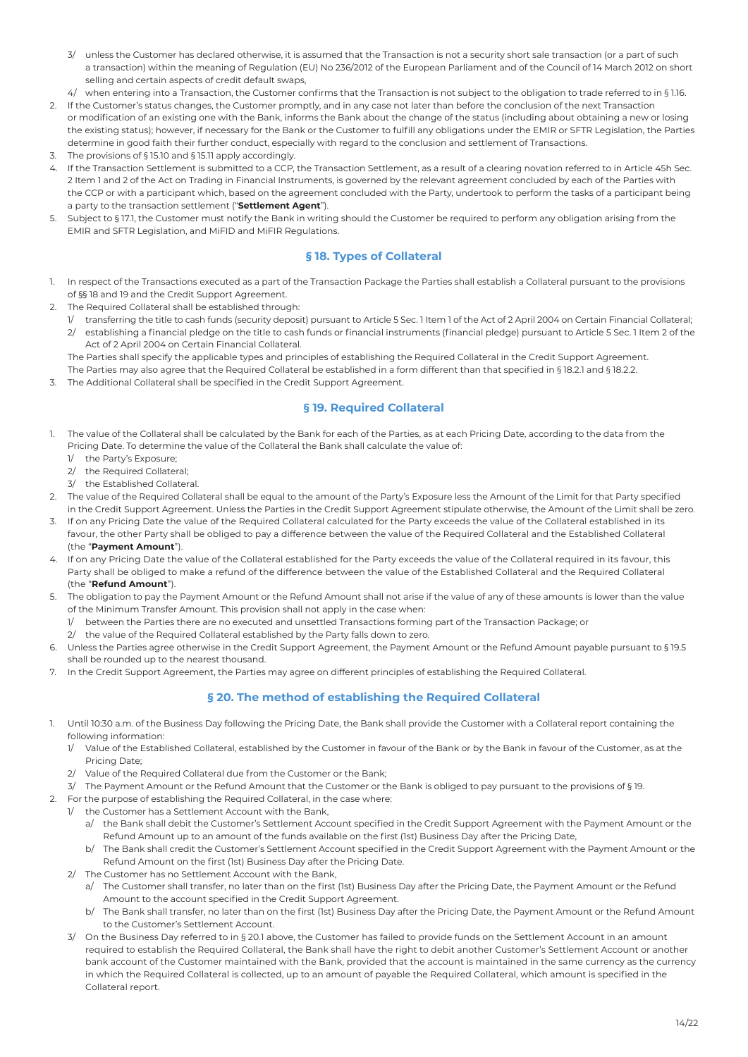3/ unless the Customer has declared otherwise, it is assumed that the Transaction is not a security short sale transaction (or a part of such a transaction) within the meaning of Regulation (EU) No 236/2012 of the European Parliament and of the Council of 14 March 2012 on short selling and certain aspects of credit default swaps,

4/ when entering into a Transaction, the Customer confirms that the Transaction is not subject to the obligation to trade referred to in § 1.16.

2. If the Customer's status changes, the Customer promptly, and in any case not later than before the conclusion of the next Transaction or modification of an existing one with the Bank, informs the Bank about the change of the status (including about obtaining a new or losing the existing status); however, if necessary for the Bank or the Customer to fulfill any obligations under the EMIR or SFTR Legislation, the Parties determine in good faith their further conduct, especially with regard to the conclusion and settlement of Transactions.
3. The provisions of § 15.10 and § 15.11 apply accordingly.
4. If the Transaction Settlement is submitted to a CCP, the Transaction Settlement, as a result of a clearing novation referred to in Article 45h Sec. 2 Item 1 and 2 of the Act on Trading in Financial Instruments, is governed by the relevant agreement concluded by each of the Parties with the CCP or with a participant which, based on the agreement concluded with the Party, undertook to perform the tasks of a participant being a party to the transaction settlement ("**Settlement Agent**").
5. Subject to § 17.1, the Customer must notify the Bank in writing should the Customer be required to perform any obligation arising from the EMIR and SFTR Legislation, and MiFID and MiFIR Regulations.

## § 18. Types of Collateral

1. In respect of the Transactions executed as a part of the Transaction Package the Parties shall establish a Collateral pursuant to the provisions of §§ 18 and 19 and the Credit Support Agreement.
2. The Required Collateral shall be established through:
   1/ transferring the title to cash funds (security deposit) pursuant to Article 5 Sec. 1 Item 1 of the Act of 2 April 2004 on Certain Financial Collateral;
   2/ establishing a financial pledge on the title to cash funds or financial instruments (financial pledge) pursuant to Article 5 Sec. 1 Item 2 of the Act of 2 April 2004 on Certain Financial Collateral.

   The Parties shall specify the applicable types and principles of establishing the Required Collateral in the Credit Support Agreement.
   The Parties may also agree that the Required Collateral be established in a form different than that specified in § 18.2.1 and § 18.2.2.
3. The Additional Collateral shall be specified in the Credit Support Agreement.

## § 19. Required Collateral

1. The value of the Collateral shall be calculated by the Bank for each of the Parties, as at each Pricing Date, according to the data from the Pricing Date. To determine the value of the Collateral the Bank shall calculate the value of:
   1/ the Party's Exposure;
   2/ the Required Collateral;
   3/ the Established Collateral.
2. The value of the Required Collateral shall be equal to the amount of the Party's Exposure less the Amount of the Limit for that Party specified in the Credit Support Agreement. Unless the Parties in the Credit Support Agreement stipulate otherwise, the Amount of the Limit shall be zero.
3. If on any Pricing Date the value of the Required Collateral calculated for the Party exceeds the value of the Collateral established in its favour, the other Party shall be obliged to pay a difference between the value of the Required Collateral and the Established Collateral (the "**Payment Amount**").
4. If on any Pricing Date the value of the Collateral established for the Party exceeds the value of the Collateral required in its favour, this Party shall be obliged to make a refund of the difference between the value of the Established Collateral and the Required Collateral (the "**Refund Amount**").
5. The obligation to pay the Payment Amount or the Refund Amount shall not arise if the value of any of these amounts is lower than the value of the Minimum Transfer Amount. This provision shall not apply in the case when:
   1/ between the Parties there are no executed and unsettled Transactions forming part of the Transaction Package; or
   2/ the value of the Required Collateral established by the Party falls down to zero.
6. Unless the Parties agree otherwise in the Credit Support Agreement, the Payment Amount or the Refund Amount payable pursuant to § 19.5 shall be rounded up to the nearest thousand.
7. In the Credit Support Agreement, the Parties may agree on different principles of establishing the Required Collateral.

## § 20. The method of establishing the Required Collateral

1. Until 10:30 a.m. of the Business Day following the Pricing Date, the Bank shall provide the Customer with a Collateral report containing the following information:
   1/ Value of the Established Collateral, established by the Customer in favour of the Bank or by the Bank in favour of the Customer, as at the Pricing Date;
   2/ Value of the Required Collateral due from the Customer or the Bank;
   3/ The Payment Amount or the Refund Amount that the Customer or the Bank is obliged to pay pursuant to the provisions of § 19.
2. For the purpose of establishing the Required Collateral, in the case where:
   1/ the Customer has a Settlement Account with the Bank,
      a/ the Bank shall debit the Customer's Settlement Account specified in the Credit Support Agreement with the Payment Amount or the Refund Amount up to an amount of the funds available on the first (1st) Business Day after the Pricing Date,
      b/ The Bank shall credit the Customer's Settlement Account specified in the Credit Support Agreement with the Payment Amount or the Refund Amount on the first (1st) Business Day after the Pricing Date.
   2/ The Customer has no Settlement Account with the Bank,
      a/ The Customer shall transfer, no later than on the first (1st) Business Day after the Pricing Date, the Payment Amount or the Refund Amount to the account specified in the Credit Support Agreement.
      b/ The Bank shall transfer, no later than on the first (1st) Business Day after the Pricing Date, the Payment Amount or the Refund Amount to the Customer's Settlement Account.
   3/ On the Business Day referred to in § 20.1 above, the Customer has failed to provide funds on the Settlement Account in an amount required to establish the Required Collateral, the Bank shall have the right to debit another Customer's Settlement Account or another bank account of the Customer maintained with the Bank, provided that the account is maintained in the same currency as the currency in which the Required Collateral is collected, up to an amount of payable the Required Collateral, which amount is specified in the Collateral report.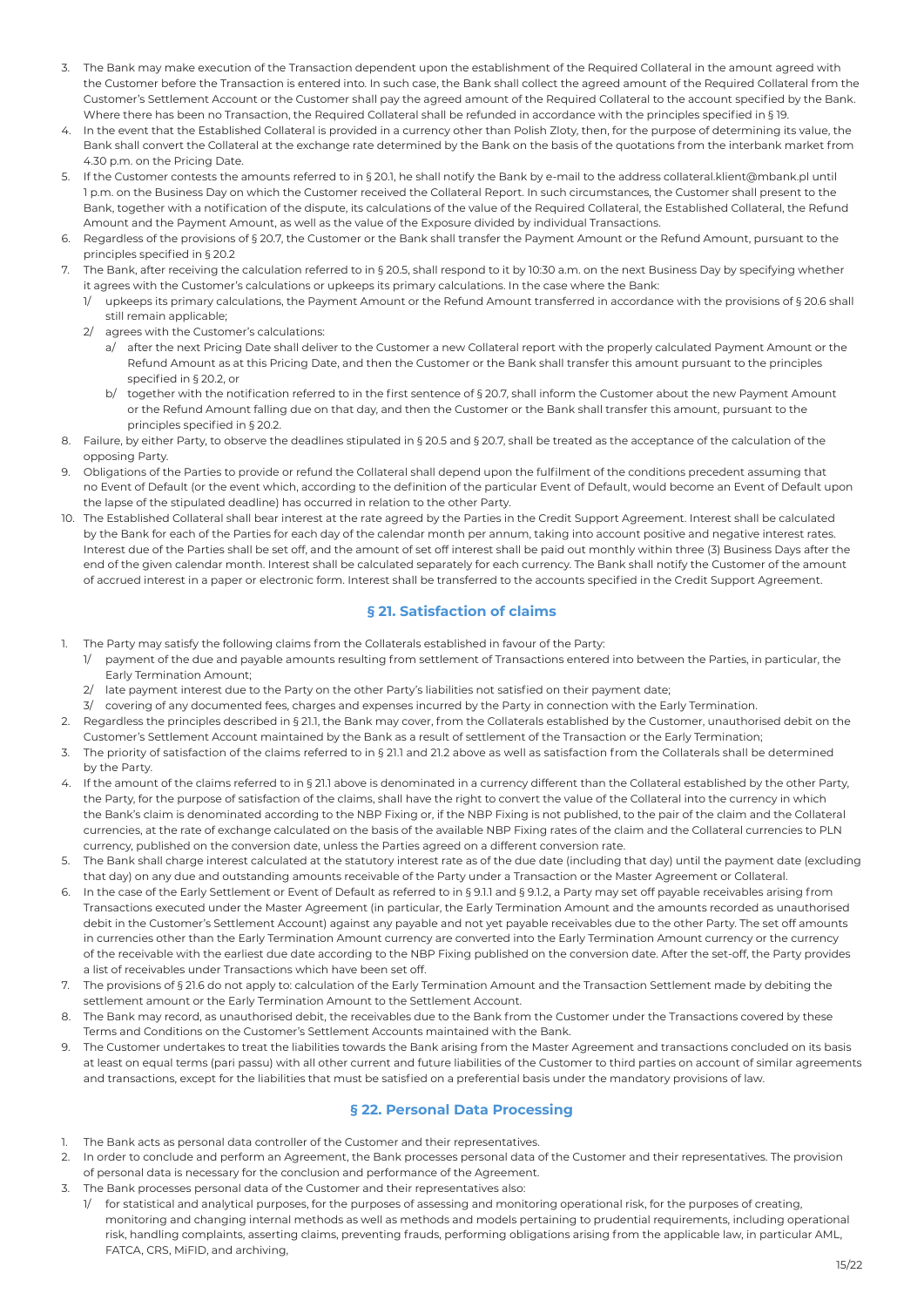3. The Bank may make execution of the Transaction dependent upon the establishment of the Required Collateral in the amount agreed with the Customer before the Transaction is entered into. In such case, the Bank shall collect the agreed amount of the Required Collateral from the Customer's Settlement Account or the Customer shall pay the agreed amount of the Required Collateral to the account specified by the Bank. Where there has been no Transaction, the Required Collateral shall be refunded in accordance with the principles specified in § 19.
4. In the event that the Established Collateral is provided in a currency other than Polish Zloty, then, for the purpose of determining its value, the Bank shall convert the Collateral at the exchange rate determined by the Bank on the basis of the quotations from the interbank market from 4.30 p.m. on the Pricing Date.
5. If the Customer contests the amounts referred to in § 20.1, he shall notify the Bank by e-mail to the address collateral.klient@mbank.pl until 1 p.m. on the Business Day on which the Customer received the Collateral Report. In such circumstances, the Customer shall present to the Bank, together with a notification of the dispute, its calculations of the value of the Required Collateral, the Established Collateral, the Refund Amount and the Payment Amount, as well as the value of the Exposure divided by individual Transactions.
6. Regardless of the provisions of § 20.7, the Customer or the Bank shall transfer the Payment Amount or the Refund Amount, pursuant to the principles specified in § 20.2
7. The Bank, after receiving the calculation referred to in § 20.5, shall respond to it by 10:30 a.m. on the next Business Day by specifying whether it agrees with the Customer's calculations or upkeeps its primary calculations. In the case where the Bank:
   1/ upkeeps its primary calculations, the Payment Amount or the Refund Amount transferred in accordance with the provisions of § 20.6 shall still remain applicable;
   2/ agrees with the Customer's calculations:
      a/ after the next Pricing Date shall deliver to the Customer a new Collateral report with the properly calculated Payment Amount or the Refund Amount as at this Pricing Date, and then the Customer or the Bank shall transfer this amount pursuant to the principles specified in § 20.2, or
      b/ together with the notification referred to in the first sentence of § 20.7, shall inform the Customer about the new Payment Amount or the Refund Amount falling due on that day, and then the Customer or the Bank shall transfer this amount, pursuant to the principles specified in § 20.2.
8. Failure, by either Party, to observe the deadlines stipulated in § 20.5 and § 20.7, shall be treated as the acceptance of the calculation of the opposing Party.
9. Obligations of the Parties to provide or refund the Collateral shall depend upon the fulfilment of the conditions precedent assuming that no Event of Default (or the event which, according to the definition of the particular Event of Default, would become an Event of Default upon the lapse of the stipulated deadline) has occurred in relation to the other Party.
10. The Established Collateral shall bear interest at the rate agreed by the Parties in the Credit Support Agreement. Interest shall be calculated by the Bank for each of the Parties for each day of the calendar month per annum, taking into account positive and negative interest rates. Interest due of the Parties shall be set off, and the amount of set off interest shall be paid out monthly within three (3) Business Days after the end of the given calendar month. Interest shall be calculated separately for each currency. The Bank shall notify the Customer of the amount of accrued interest in a paper or electronic form. Interest shall be transferred to the accounts specified in the Credit Support Agreement.

## § 21. Satisfaction of claims

1. The Party may satisfy the following claims from the Collaterals established in favour of the Party:
   1/ payment of the due and payable amounts resulting from settlement of Transactions entered into between the Parties, in particular, the Early Termination Amount;
   2/ late payment interest due to the Party on the other Party's liabilities not satisfied on their payment date;
   3/ covering of any documented fees, charges and expenses incurred by the Party in connection with the Early Termination.
2. Regardless the principles described in § 21.1, the Bank may cover, from the Collaterals established by the Customer, unauthorised debit on the Customer's Settlement Account maintained by the Bank as a result of settlement of the Transaction or the Early Termination;
3. The priority of satisfaction of the claims referred to in § 21.1 and 21.2 above as well as satisfaction from the Collaterals shall be determined by the Party.
4. If the amount of the claims referred to in § 21.1 above is denominated in a currency different than the Collateral established by the other Party, the Party, for the purpose of satisfaction of the claims, shall have the right to convert the value of the Collateral into the currency in which the Bank's claim is denominated according to the NBP Fixing or, if the NBP Fixing is not published, to the pair of the claim and the Collateral currencies, at the rate of exchange calculated on the basis of the available NBP Fixing rates of the claim and the Collateral currencies to PLN currency, published on the conversion date, unless the Parties agreed on a different conversion rate.
5. The Bank shall charge interest calculated at the statutory interest rate as of the due date (including that day) until the payment date (excluding that day) on any due and outstanding amounts receivable of the Party under a Transaction or the Master Agreement or Collateral.
6. In the case of the Early Settlement or Event of Default as referred to in § 9.1.1 and § 9.1.2, a Party may set off payable receivables arising from Transactions executed under the Master Agreement (in particular, the Early Termination Amount and the amounts recorded as unauthorised debit in the Customer's Settlement Account) against any payable and not yet payable receivables due to the other Party. The set off amounts in currencies other than the Early Termination Amount currency are converted into the Early Termination Amount currency or the currency of the receivable with the earliest due date according to the NBP Fixing published on the conversion date. After the set-off, the Party provides a list of receivables under Transactions which have been set off.
7. The provisions of § 21.6 do not apply to: calculation of the Early Termination Amount and the Transaction Settlement made by debiting the settlement amount or the Early Termination Amount to the Settlement Account.
8. The Bank may record, as unauthorised debit, the receivables due to the Bank from the Customer under the Transactions covered by these Terms and Conditions on the Customer's Settlement Accounts maintained with the Bank.
9. The Customer undertakes to treat the liabilities towards the Bank arising from the Master Agreement and transactions concluded on its basis at least on equal terms (pari passu) with all other current and future liabilities of the Customer to third parties on account of similar agreements and transactions, except for the liabilities that must be satisfied on a preferential basis under the mandatory provisions of law.

## § 22. Personal Data Processing

1. The Bank acts as personal data controller of the Customer and their representatives.
2. In order to conclude and perform an Agreement, the Bank processes personal data of the Customer and their representatives. The provision of personal data is necessary for the conclusion and performance of the Agreement.
3. The Bank processes personal data of the Customer and their representatives also:
   1/ for statistical and analytical purposes, for the purposes of assessing and monitoring operational risk, for the purposes of creating, monitoring and changing internal methods as well as methods and models pertaining to prudential requirements, including operational risk, handling complaints, asserting claims, preventing frauds, performing obligations arising from the applicable law, in particular AML, FATCA, CRS, MiFID, and archiving,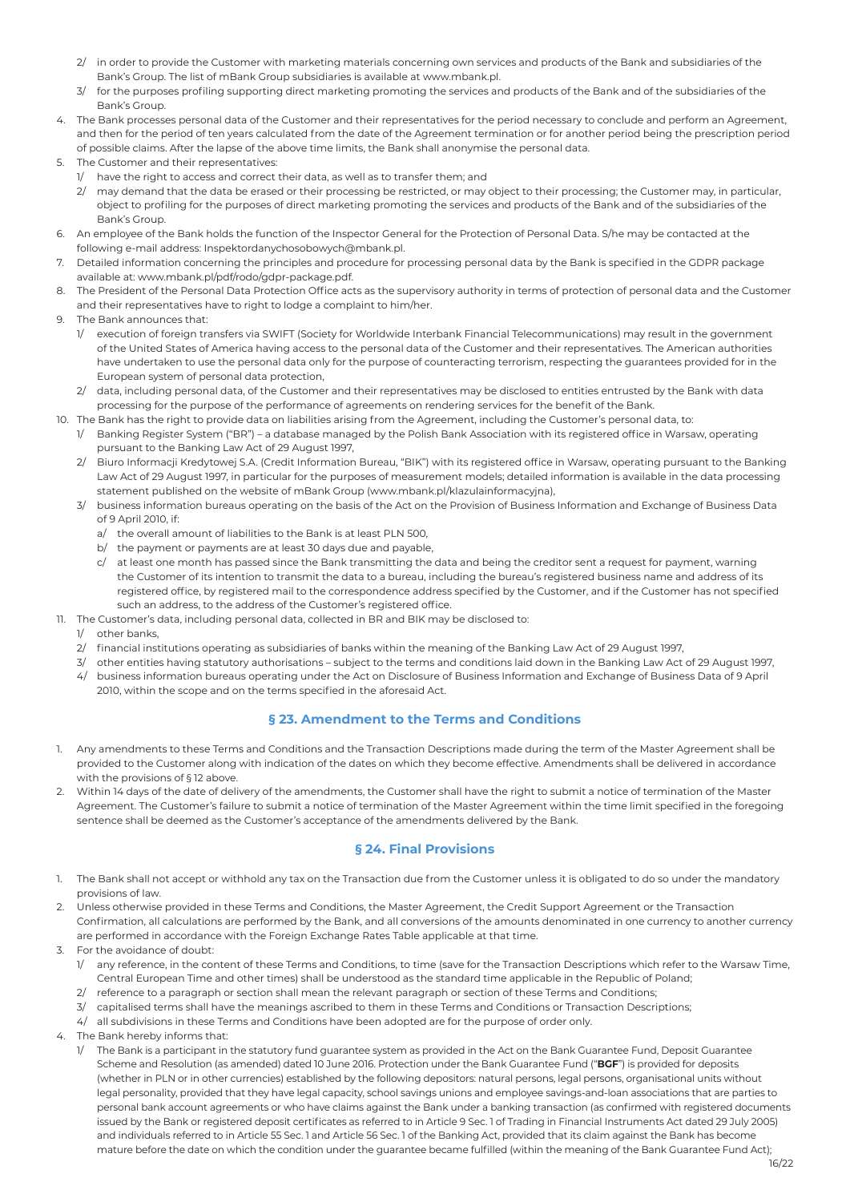2/ in order to provide the Customer with marketing materials concerning own services and products of the Bank and subsidiaries of the Bank's Group. The list of mBank Group subsidiaries is available at www.mbank.pl.
   3/ for the purposes profiling supporting direct marketing promoting the services and products of the Bank and of the subsidiaries of the Bank's Group.
4. The Bank processes personal data of the Customer and their representatives for the period necessary to conclude and perform an Agreement, and then for the period of ten years calculated from the date of the Agreement termination or for another period being the prescription period of possible claims. After the lapse of the above time limits, the Bank shall anonymise the personal data.
5. The Customer and their representatives:
   1/ have the right to access and correct their data, as well as to transfer them; and
   2/ may demand that the data be erased or their processing be restricted, or may object to their processing; the Customer may, in particular, object to profiling for the purposes of direct marketing promoting the services and products of the Bank and of the subsidiaries of the Bank's Group.
6. An employee of the Bank holds the function of the Inspector General for the Protection of Personal Data. S/he may be contacted at the following e-mail address: Inspektordanychosobowych@mbank.pl.
7. Detailed information concerning the principles and procedure for processing personal data by the Bank is specified in the GDPR package available at: www.mbank.pl/pdf/rodo/gdpr-package.pdf.
8. The President of the Personal Data Protection Office acts as the supervisory authority in terms of protection of personal data and the Customer and their representatives have to right to lodge a complaint to him/her.
9. The Bank announces that:
   1/ execution of foreign transfers via SWIFT (Society for Worldwide Interbank Financial Telecommunications) may result in the government of the United States of America having access to the personal data of the Customer and their representatives. The American authorities have undertaken to use the personal data only for the purpose of counteracting terrorism, respecting the guarantees provided for in the European system of personal data protection,
   2/ data, including personal data, of the Customer and their representatives may be disclosed to entities entrusted by the Bank with data processing for the purpose of the performance of agreements on rendering services for the benefit of the Bank.
10. The Bank has the right to provide data on liabilities arising from the Agreement, including the Customer's personal data, to:
    1/ Banking Register System ("BR") – a database managed by the Polish Bank Association with its registered office in Warsaw, operating pursuant to the Banking Law Act of 29 August 1997,
    2/ Biuro Informacji Kredytowej S.A. (Credit Information Bureau, "BIK") with its registered office in Warsaw, operating pursuant to the Banking Law Act of 29 August 1997, in particular for the purposes of measurement models; detailed information is available in the data processing statement published on the website of mBank Group (www.mbank.pl/klazulainformacyjna),
    3/ business information bureaus operating on the basis of the Act on the Provision of Business Information and Exchange of Business Data of 9 April 2010, if:
       a/ the overall amount of liabilities to the Bank is at least PLN 500,
       b/ the payment or payments are at least 30 days due and payable,
       c/ at least one month has passed since the Bank transmitting the data and being the creditor sent a request for payment, warning the Customer of its intention to transmit the data to a bureau, including the bureau's registered business name and address of its registered office, by registered mail to the correspondence address specified by the Customer, and if the Customer has not specified such an address, to the address of the Customer's registered office.
11. The Customer's data, including personal data, collected in BR and BIK may be disclosed to:
    1/ other banks,
    2/ financial institutions operating as subsidiaries of banks within the meaning of the Banking Law Act of 29 August 1997,
    3/ other entities having statutory authorisations – subject to the terms and conditions laid down in the Banking Law Act of 29 August 1997,
    4/ business information bureaus operating under the Act on Disclosure of Business Information and Exchange of Business Data of 9 April 2010, within the scope and on the terms specified in the aforesaid Act.

## § 23. Amendment to the Terms and Conditions

1. Any amendments to these Terms and Conditions and the Transaction Descriptions made during the term of the Master Agreement shall be provided to the Customer along with indication of the dates on which they become effective. Amendments shall be delivered in accordance with the provisions of § 12 above.
2. Within 14 days of the date of delivery of the amendments, the Customer shall have the right to submit a notice of termination of the Master Agreement. The Customer's failure to submit a notice of termination of the Master Agreement within the time limit specified in the foregoing sentence shall be deemed as the Customer's acceptance of the amendments delivered by the Bank.

## § 24. Final Provisions

1. The Bank shall not accept or withhold any tax on the Transaction due from the Customer unless it is obligated to do so under the mandatory provisions of law.
2. Unless otherwise provided in these Terms and Conditions, the Master Agreement, the Credit Support Agreement or the Transaction Confirmation, all calculations are performed by the Bank, and all conversions of the amounts denominated in one currency to another currency are performed in accordance with the Foreign Exchange Rates Table applicable at that time.
3. For the avoidance of doubt:
   1/ any reference, in the content of these Terms and Conditions, to time (save for the Transaction Descriptions which refer to the Warsaw Time, Central European Time and other times) shall be understood as the standard time applicable in the Republic of Poland;
   2/ reference to a paragraph or section shall mean the relevant paragraph or section of these Terms and Conditions;
   3/ capitalised terms shall have the meanings ascribed to them in these Terms and Conditions or Transaction Descriptions;
   4/ all subdivisions in these Terms and Conditions have been adopted are for the purpose of order only.
4. The Bank hereby informs that:
   1/ The Bank is a participant in the statutory fund guarantee system as provided in the Act on the Bank Guarantee Fund, Deposit Guarantee Scheme and Resolution (as amended) dated 10 June 2016. Protection under the Bank Guarantee Fund ("**BGF**") is provided for deposits (whether in PLN or in other currencies) established by the following depositors: natural persons, legal persons, organisational units without legal personality, provided that they have legal capacity, school savings unions and employee savings-and-loan associations that are parties to personal bank account agreements or who have claims against the Bank under a banking transaction (as confirmed with registered documents issued by the Bank or registered deposit certificates as referred to in Article 9 Sec. 1 of Trading in Financial Instruments Act dated 29 July 2005) and individuals referred to in Article 55 Sec. 1 and Article 56 Sec. 1 of the Banking Act, provided that its claim against the Bank has become mature before the date on which the condition under the guarantee became fulfilled (within the meaning of the Bank Guarantee Fund Act);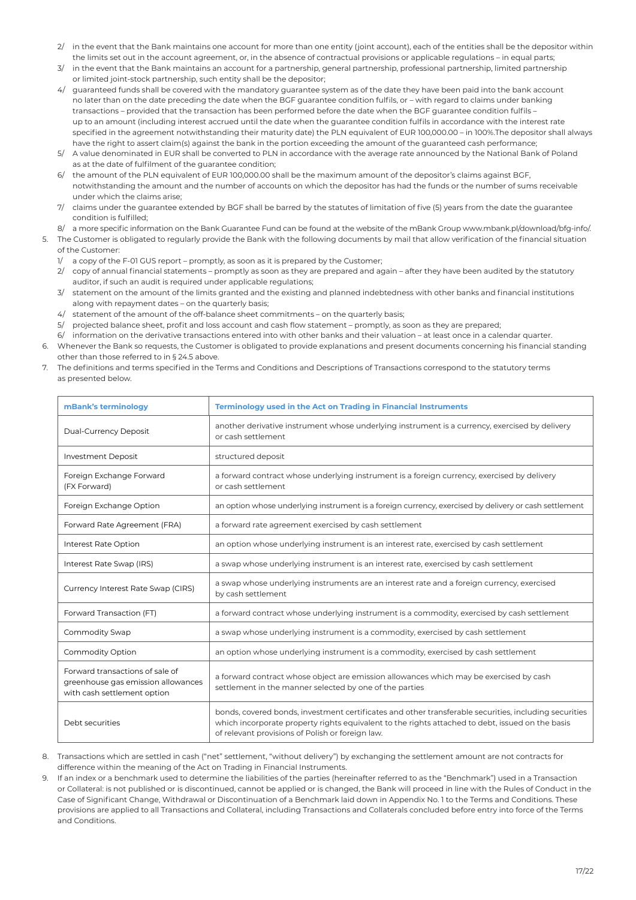2/ in the event that the Bank maintains one account for more than one entity (joint account), each of the entities shall be the depositor within the limits set out in the account agreement, or, in the absence of contractual provisions or applicable regulations – in equal parts;

3/ in the event that the Bank maintains an account for a partnership, general partnership, professional partnership, limited partnership or limited joint-stock partnership, such entity shall be the depositor;

4/ guaranteed funds shall be covered with the mandatory guarantee system as of the date they have been paid into the bank account no later than on the date preceding the date when the BGF guarantee condition fulfils, or – with regard to claims under banking transactions – provided that the transaction has been performed before the date when the BGF guarantee condition fulfils – up to an amount (including interest accrued until the date when the guarantee condition fulfils in accordance with the interest rate specified in the agreement notwithstanding their maturity date) the PLN equivalent of EUR 100,000.00 – in 100%.The depositor shall always have the right to assert claim(s) against the bank in the portion exceeding the amount of the guaranteed cash performance;

5/ A value denominated in EUR shall be converted to PLN in accordance with the average rate announced by the National Bank of Poland as at the date of fulfilment of the guarantee condition;

6/ the amount of the PLN equivalent of EUR 100,000.00 shall be the maximum amount of the depositor's claims against BGF, notwithstanding the amount and the number of accounts on which the depositor has had the funds or the number of sums receivable under which the claims arise;

7/ claims under the guarantee extended by BGF shall be barred by the statutes of limitation of five (5) years from the date the guarantee condition is fulfilled;

8/ a more specific information on the Bank Guarantee Fund can be found at the website of the mBank Group www.mbank.pl/download/bfg-info/.

5. The Customer is obligated to regularly provide the Bank with the following documents by mail that allow verification of the financial situation of the Customer:
   1/ a copy of the F-01 GUS report – promptly, as soon as it is prepared by the Customer;
   2/ copy of annual financial statements – promptly as soon as they are prepared and again – after they have been audited by the statutory auditor, if such an audit is required under applicable regulations;
   3/ statement on the amount of the limits granted and the existing and planned indebtedness with other banks and financial institutions along with repayment dates – on the quarterly basis;
   4/ statement of the amount of the off-balance sheet commitments – on the quarterly basis;
   5/ projected balance sheet, profit and loss account and cash flow statement – promptly, as soon as they are prepared;
   6/ information on the derivative transactions entered into with other banks and their valuation – at least once in a calendar quarter.
6. Whenever the Bank so requests, the Customer is obligated to provide explanations and present documents concerning his financial standing other than those referred to in § 24.5 above.
7. The definitions and terms specified in the Terms and Conditions and Descriptions of Transactions correspond to the statutory terms as presented below.

| mBank's terminology | Terminology used in the Act on Trading in Financial Instruments |
|---|---|
| Dual-Currency Deposit | another derivative instrument whose underlying instrument is a currency, exercised by delivery or cash settlement |
| Investment Deposit | structured deposit |
| Foreign Exchange Forward (FX Forward) | a forward contract whose underlying instrument is a foreign currency, exercised by delivery or cash settlement |
| Foreign Exchange Option | an option whose underlying instrument is a foreign currency, exercised by delivery or cash settlement |
| Forward Rate Agreement (FRA) | a forward rate agreement exercised by cash settlement |
| Interest Rate Option | an option whose underlying instrument is an interest rate, exercised by cash settlement |
| Interest Rate Swap (IRS) | a swap whose underlying instrument is an interest rate, exercised by cash settlement |
| Currency Interest Rate Swap (CIRS) | a swap whose underlying instruments are an interest rate and a foreign currency, exercised by cash settlement |
| Forward Transaction (FT) | a forward contract whose underlying instrument is a commodity, exercised by cash settlement |
| Commodity Swap | a swap whose underlying instrument is a commodity, exercised by cash settlement |
| Commodity Option | an option whose underlying instrument is a commodity, exercised by cash settlement |
| Forward transactions of sale of greenhouse gas emission allowances with cash settlement option | a forward contract whose object are emission allowances which may be exercised by cash settlement in the manner selected by one of the parties |
| Debt securities | bonds, covered bonds, investment certificates and other transferable securities, including securities which incorporate property rights equivalent to the rights attached to debt, issued on the basis of relevant provisions of Polish or foreign law. |

8. Transactions which are settled in cash ("net" settlement, "without delivery") by exchanging the settlement amount are not contracts for difference within the meaning of the Act on Trading in Financial Instruments.
9. If an index or a benchmark used to determine the liabilities of the parties (hereinafter referred to as the "Benchmark") used in a Transaction or Collateral: is not published or is discontinued, cannot be applied or is changed, the Bank will proceed in line with the Rules of Conduct in the Case of Significant Change, Withdrawal or Discontinuation of a Benchmark laid down in Appendix No. 1 to the Terms and Conditions. These provisions are applied to all Transactions and Collateral, including Transactions and Collaterals concluded before entry into force of the Terms and Conditions.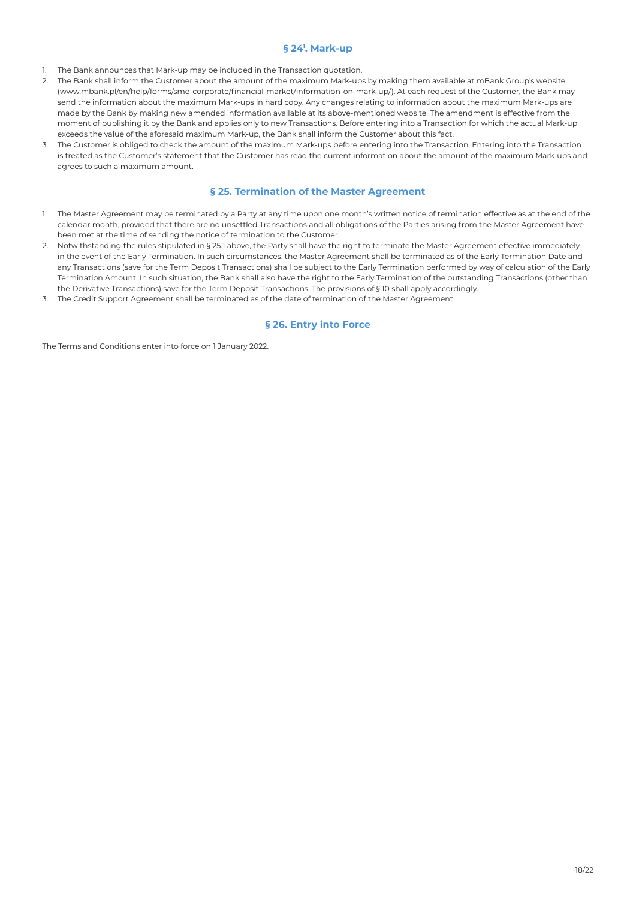## § 24[1]. Mark-up

1. The Bank announces that Mark-up may be included in the Transaction quotation.
2. The Bank shall inform the Customer about the amount of the maximum Mark-ups by making them available at mBank Group's website (www.mbank.pl/en/help/forms/sme-corporate/financial-market/information-on-mark-up/). At each request of the Customer, the Bank may send the information about the maximum Mark-ups in hard copy. Any changes relating to information about the maximum Mark-ups are made by the Bank by making new amended information available at its above-mentioned website. The amendment is effective from the moment of publishing it by the Bank and applies only to new Transactions. Before entering into a Transaction for which the actual Mark-up exceeds the value of the aforesaid maximum Mark-up, the Bank shall inform the Customer about this fact.
3. The Customer is obliged to check the amount of the maximum Mark-ups before entering into the Transaction. Entering into the Transaction is treated as the Customer's statement that the Customer has read the current information about the amount of the maximum Mark-ups and agrees to such a maximum amount.

## § 25. Termination of the Master Agreement

1. The Master Agreement may be terminated by a Party at any time upon one month's written notice of termination effective as at the end of the calendar month, provided that there are no unsettled Transactions and all obligations of the Parties arising from the Master Agreement have been met at the time of sending the notice of termination to the Customer.
2. Notwithstanding the rules stipulated in § 25.1 above, the Party shall have the right to terminate the Master Agreement effective immediately in the event of the Early Termination. In such circumstances, the Master Agreement shall be terminated as of the Early Termination Date and any Transactions (save for the Term Deposit Transactions) shall be subject to the Early Termination performed by way of calculation of the Early Termination Amount. In such situation, the Bank shall also have the right to the Early Termination of the outstanding Transactions (other than the Derivative Transactions) save for the Term Deposit Transactions. The provisions of § 10 shall apply accordingly.
3. The Credit Support Agreement shall be terminated as of the date of termination of the Master Agreement.

## § 26. Entry into Force

The Terms and Conditions enter into force on 1 January 2022.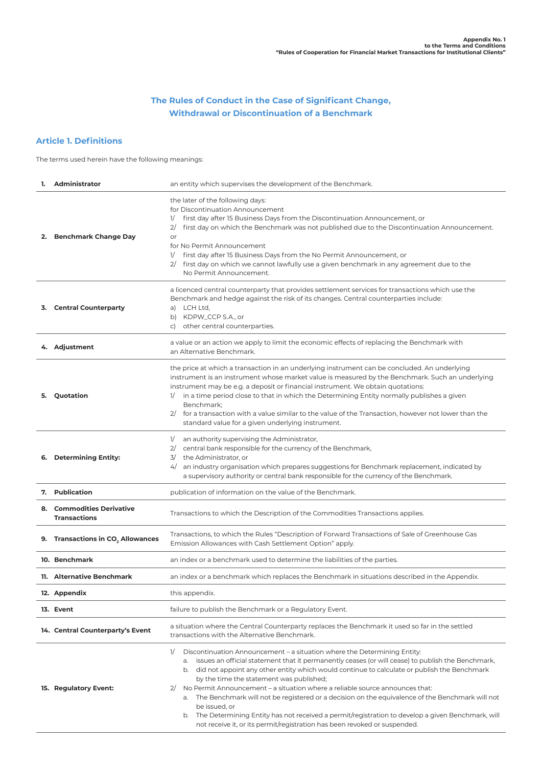**Appendix No. 1**
**to the Terms and Conditions**
**"Rules of Cooperation for Financial Market Transactions for Institutional Clients"**

# The Rules of Conduct in the Case of Significant Change, Withdrawal or Discontinuation of a Benchmark

## Article 1. Definitions

The terms used herein have the following meanings:

| Term | Definition |
|---|---|
| **1. Administrator** | an entity which supervises the development of the Benchmark. |
| **2. Benchmark Change Day** | the later of the following days:<br>for Discontinuation Announcement<br>1/ first day after 15 Business Days from the Discontinuation Announcement, or<br>2/ first day on which the Benchmark was not published due to the Discontinuation Announcement.<br>or<br>for No Permit Announcement<br>1/ first day after 15 Business Days from the No Permit Announcement, or<br>2/ first day on which we cannot lawfully use a given benchmark in any agreement due to the No Permit Announcement. |
| **3. Central Counterparty** | a licenced central counterparty that provides settlement services for transactions which use the Benchmark and hedge against the risk of its changes. Central counterparties include:<br>a) LCH Ltd,<br>b) KDPW_CCP S.A., or<br>c) other central counterparties. |
| **4. Adjustment** | a value or an action we apply to limit the economic effects of replacing the Benchmark with an Alternative Benchmark. |
| **5. Quotation** | the price at which a transaction in an underlying instrument can be concluded. An underlying instrument is an instrument whose market value is measured by the Benchmark. Such an underlying instrument may be e.g. a deposit or financial instrument. We obtain quotations:<br>1/ in a time period close to that in which the Determining Entity normally publishes a given Benchmark;<br>2/ for a transaction with a value similar to the value of the Transaction, however not lower than the standard value for a given underlying instrument. |
| **6. Determining Entity:** | 1/ an authority supervising the Administrator,<br>2/ central bank responsible for the currency of the Benchmark,<br>3/ the Administrator, or<br>4/ an industry organisation which prepares suggestions for Benchmark replacement, indicated by a supervisory authority or central bank responsible for the currency of the Benchmark. |
| **7. Publication** | publication of information on the value of the Benchmark. |
| **8. Commodities Derivative Transactions** | Transactions to which the Description of the Commodities Transactions applies. |
| **9. Transactions in $CO_2$ Allowances** | Transactions, to which the Rules "Description of Forward Transactions of Sale of Greenhouse Gas Emission Allowances with Cash Settlement Option" apply. |
| **10. Benchmark** | an index or a benchmark used to determine the liabilities of the parties. |
| **11. Alternative Benchmark** | an index or a benchmark which replaces the Benchmark in situations described in the Appendix. |
| **12. Appendix** | this appendix. |
| **13. Event** | failure to publish the Benchmark or a Regulatory Event. |
| **14. Central Counterparty's Event** | a situation where the Central Counterparty replaces the Benchmark it used so far in the settled transactions with the Alternative Benchmark. |
| **15. Regulatory Event:** | 1/ Discontinuation Announcement – a situation where the Determining Entity:<br>a. issues an official statement that it permanently ceases (or will cease) to publish the Benchmark,<br>b. did not appoint any other entity which would continue to calculate or publish the Benchmark by the time the statement was published;<br>2/ No Permit Announcement – a situation where a reliable source announces that:<br>a. The Benchmark will not be registered or a decision on the equivalence of the Benchmark will not be issued, or<br>b. The Determining Entity has not received a permit/registration to develop a given Benchmark, will not receive it, or its permit/registration has been revoked or suspended. |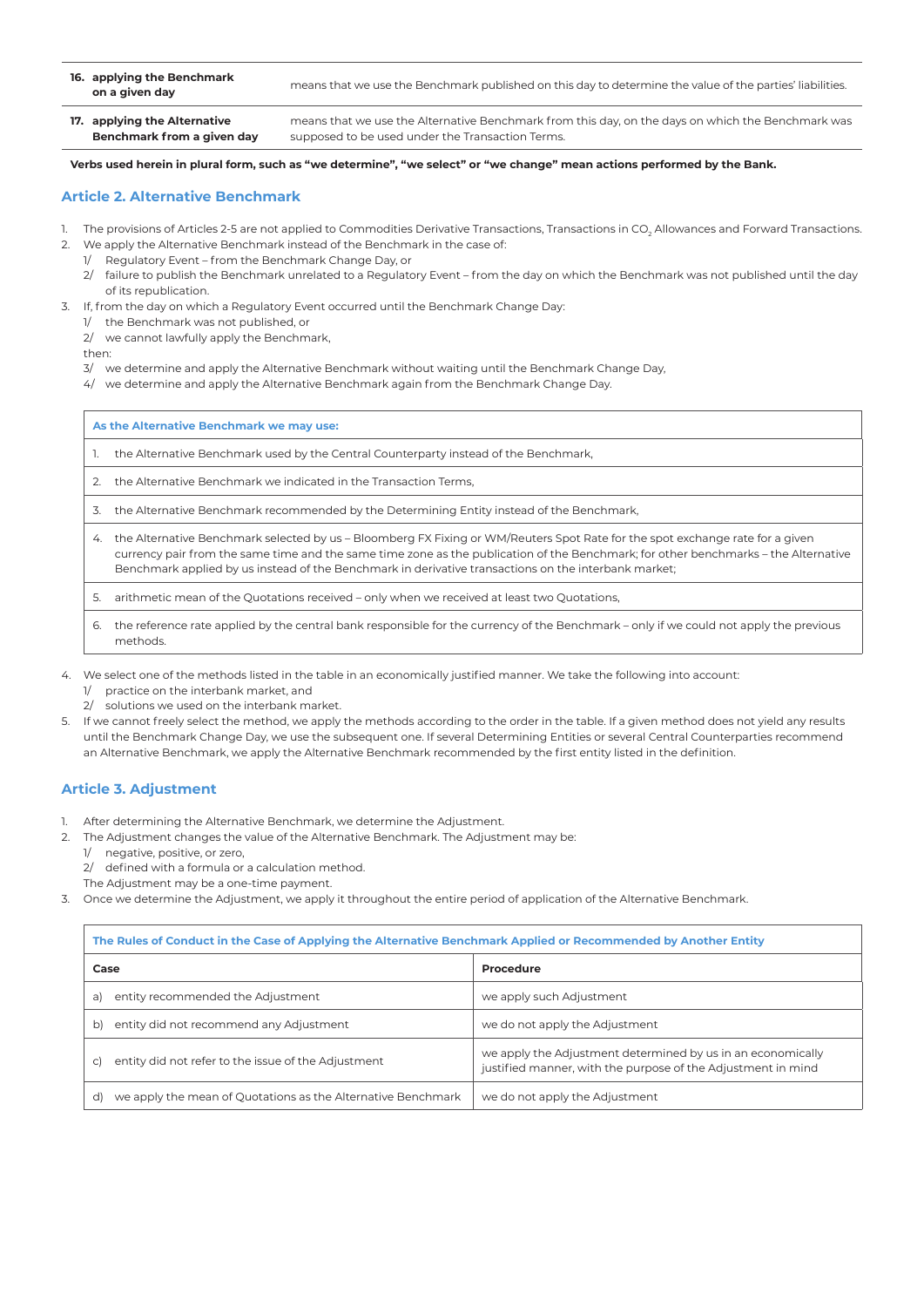| | |
|---|---|
| **16. applying the Benchmark on a given day** | means that we use the Benchmark published on this day to determine the value of the parties' liabilities. |
| **17. applying the Alternative Benchmark from a given day** | means that we use the Alternative Benchmark from this day, on the days on which the Benchmark was supposed to be used under the Transaction Terms. |

**Verbs used herein in plural form, such as "we determine", "we select" or "we change" mean actions performed by the Bank.**

## Article 2. Alternative Benchmark

1. The provisions of Articles 2-5 are not applied to Commodities Derivative Transactions, Transactions in $CO_2$ Allowances and Forward Transactions.
2. We apply the Alternative Benchmark instead of the Benchmark in the case of:
   1/ Regulatory Event – from the Benchmark Change Day, or
   2/ failure to publish the Benchmark unrelated to a Regulatory Event – from the day on which the Benchmark was not published until the day of its republication.
3. If, from the day on which a Regulatory Event occurred until the Benchmark Change Day:
   1/ the Benchmark was not published, or
   2/ we cannot lawfully apply the Benchmark,
   then:
   3/ we determine and apply the Alternative Benchmark without waiting until the Benchmark Change Day,
   4/ we determine and apply the Alternative Benchmark again from the Benchmark Change Day.

| As the Alternative Benchmark we may use: |
|---|
| 1. the Alternative Benchmark used by the Central Counterparty instead of the Benchmark, |
| 2. the Alternative Benchmark we indicated in the Transaction Terms, |
| 3. the Alternative Benchmark recommended by the Determining Entity instead of the Benchmark, |
| 4. the Alternative Benchmark selected by us – Bloomberg FX Fixing or WM/Reuters Spot Rate for the spot exchange rate for a given currency pair from the same time and the same time zone as the publication of the Benchmark; for other benchmarks – the Alternative Benchmark applied by us instead of the Benchmark in derivative transactions on the interbank market; |
| 5. arithmetic mean of the Quotations received – only when we received at least two Quotations, |
| 6. the reference rate applied by the central bank responsible for the currency of the Benchmark – only if we could not apply the previous methods. |

4. We select one of the methods listed in the table in an economically justified manner. We take the following into account:
   1/ practice on the interbank market, and
   2/ solutions we used on the interbank market.
5. If we cannot freely select the method, we apply the methods according to the order in the table. If a given method does not yield any results until the Benchmark Change Day, we use the subsequent one. If several Determining Entities or several Central Counterparties recommend an Alternative Benchmark, we apply the Alternative Benchmark recommended by the first entity listed in the definition.

## Article 3. Adjustment

1. After determining the Alternative Benchmark, we determine the Adjustment.
2. The Adjustment changes the value of the Alternative Benchmark. The Adjustment may be:
   1/ negative, positive, or zero,
   2/ defined with a formula or a calculation method.
   The Adjustment may be a one-time payment.
3. Once we determine the Adjustment, we apply it throughout the entire period of application of the Alternative Benchmark.

| The Rules of Conduct in the Case of Applying the Alternative Benchmark Applied or Recommended by Another Entity | |
|---|---|
| **Case** | **Procedure** |
| a) entity recommended the Adjustment | we apply such Adjustment |
| b) entity did not recommend any Adjustment | we do not apply the Adjustment |
| c) entity did not refer to the issue of the Adjustment | we apply the Adjustment determined by us in an economically justified manner, with the purpose of the Adjustment in mind |
| d) we apply the mean of Quotations as the Alternative Benchmark | we do not apply the Adjustment |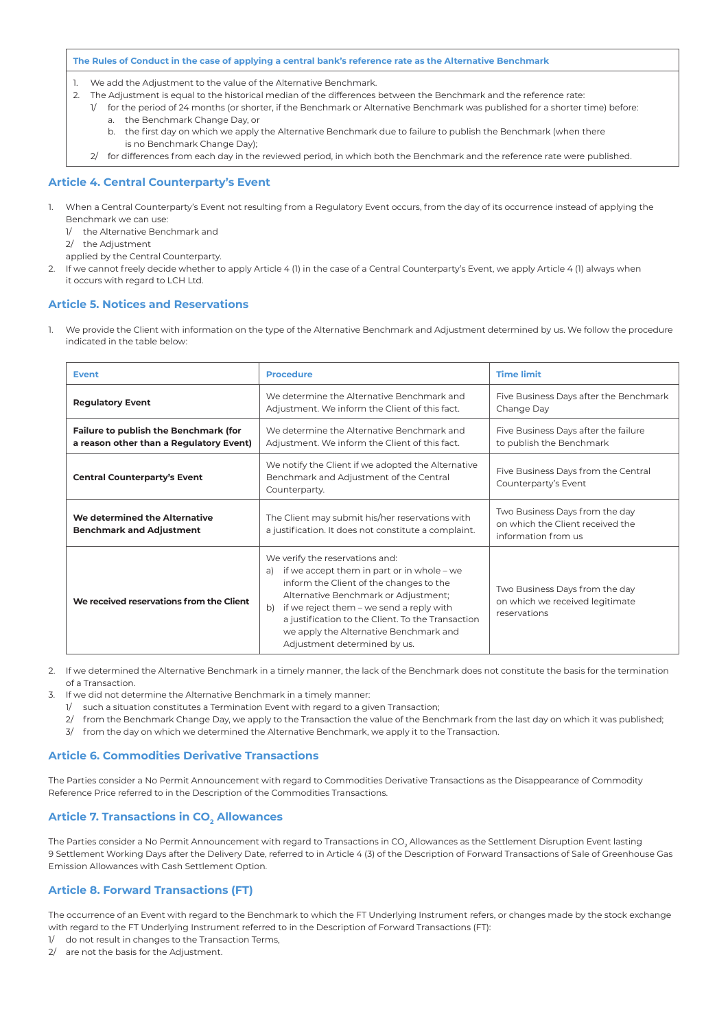| The Rules of Conduct in the case of applying a central bank's reference rate as the Alternative Benchmark |
|---|
| 1. We add the Adjustment to the value of the Alternative Benchmark.<br>2. The Adjustment is equal to the historical median of the differences between the Benchmark and the reference rate:<br>1/ for the period of 24 months (or shorter, if the Benchmark or Alternative Benchmark was published for a shorter time) before:<br>a. the Benchmark Change Day, or<br>b. the first day on which we apply the Alternative Benchmark due to failure to publish the Benchmark (when there is no Benchmark Change Day);<br>2/ for differences from each day in the reviewed period, in which both the Benchmark and the reference rate were published. |

## Article 4. Central Counterparty's Event

1. When a Central Counterparty's Event not resulting from a Regulatory Event occurs, from the day of its occurrence instead of applying the Benchmark we can use:
   1/ the Alternative Benchmark and
   2/ the Adjustment
   applied by the Central Counterparty.
2. If we cannot freely decide whether to apply Article 4 (1) in the case of a Central Counterparty's Event, we apply Article 4 (1) always when it occurs with regard to LCH Ltd.

## Article 5. Notices and Reservations

1. We provide the Client with information on the type of the Alternative Benchmark and Adjustment determined by us. We follow the procedure indicated in the table below:

| Event | Procedure | Time limit |
|---|---|---|
| **Regulatory Event** | We determine the Alternative Benchmark and Adjustment. We inform the Client of this fact. | Five Business Days after the Benchmark Change Day |
| **Failure to publish the Benchmark (for a reason other than a Regulatory Event)** | We determine the Alternative Benchmark and Adjustment. We inform the Client of this fact. | Five Business Days after the failure to publish the Benchmark |
| **Central Counterparty's Event** | We notify the Client if we adopted the Alternative Benchmark and Adjustment of the Central Counterparty. | Five Business Days from the Central Counterparty's Event |
| **We determined the Alternative Benchmark and Adjustment** | The Client may submit his/her reservations with a justification. It does not constitute a complaint. | Two Business Days from the day on which the Client received the information from us |
| **We received reservations from the Client** | We verify the reservations and:<br>a) if we accept them in part or in whole – we inform the Client of the changes to the Alternative Benchmark or Adjustment;<br>b) if we reject them – we send a reply with a justification to the Client. To the Transaction we apply the Alternative Benchmark and Adjustment determined by us. | Two Business Days from the day on which we received legitimate reservations |

2. If we determined the Alternative Benchmark in a timely manner, the lack of the Benchmark does not constitute the basis for the termination of a Transaction.
3. If we did not determine the Alternative Benchmark in a timely manner:
   1/ such a situation constitutes a Termination Event with regard to a given Transaction;
   2/ from the Benchmark Change Day, we apply to the Transaction the value of the Benchmark from the last day on which it was published;
   3/ from the day on which we determined the Alternative Benchmark, we apply it to the Transaction.

## Article 6. Commodities Derivative Transactions

The Parties consider a No Permit Announcement with regard to Commodities Derivative Transactions as the Disappearance of Commodity Reference Price referred to in the Description of the Commodities Transactions.

## Article 7. Transactions in $CO_2$ Allowances

The Parties consider a No Permit Announcement with regard to Transactions in $CO_2$ Allowances as the Settlement Disruption Event lasting 9 Settlement Working Days after the Delivery Date, referred to in Article 4 (3) of the Description of Forward Transactions of Sale of Greenhouse Gas Emission Allowances with Cash Settlement Option.

## Article 8. Forward Transactions (FT)

The occurrence of an Event with regard to the Benchmark to which the FT Underlying Instrument refers, or changes made by the stock exchange with regard to the FT Underlying Instrument referred to in the Description of Forward Transactions (FT):
1/ do not result in changes to the Transaction Terms,
2/ are not the basis for the Adjustment.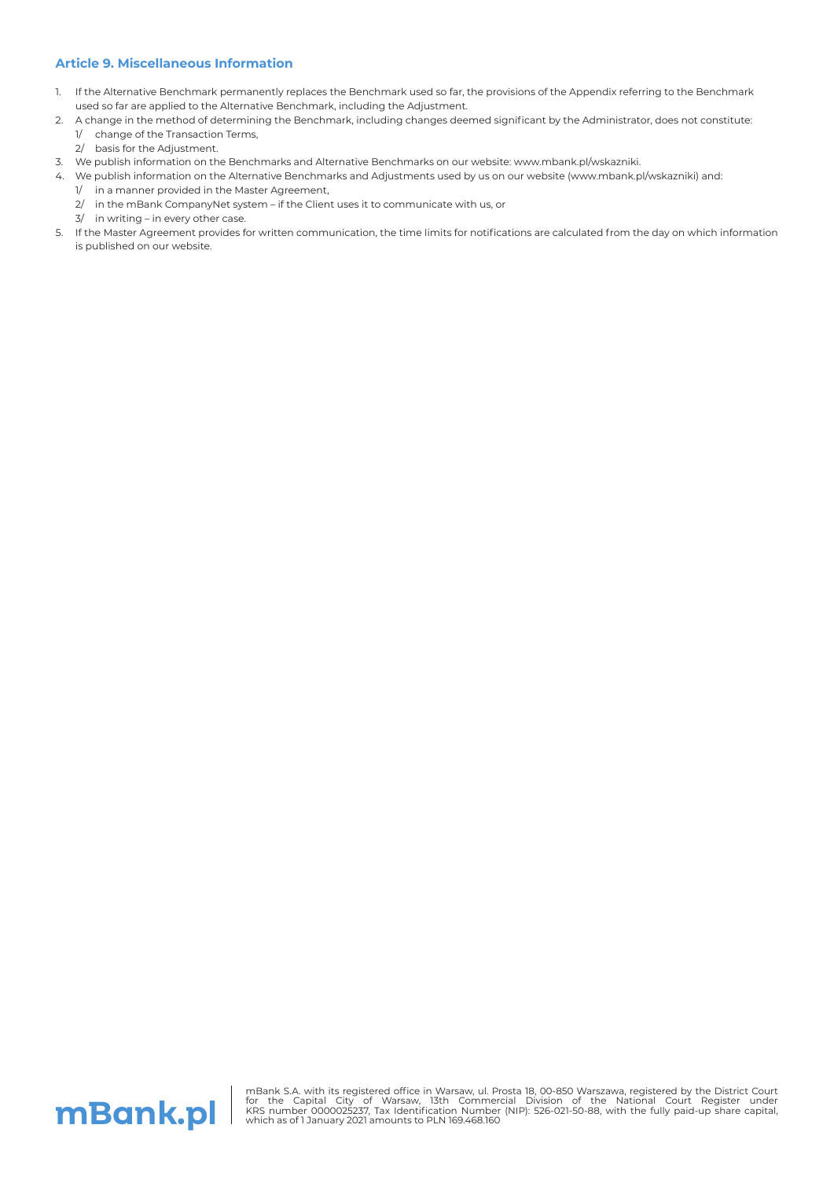## Article 9. Miscellaneous Information

1. If the Alternative Benchmark permanently replaces the Benchmark used so far, the provisions of the Appendix referring to the Benchmark used so far are applied to the Alternative Benchmark, including the Adjustment.
2. A change in the method of determining the Benchmark, including changes deemed significant by the Administrator, does not constitute:
   1/ change of the Transaction Terms,
   2/ basis for the Adjustment.
3. We publish information on the Benchmarks and Alternative Benchmarks on our website: www.mbank.pl/wskazniki.
4. We publish information on the Alternative Benchmarks and Adjustments used by us on our website (www.mbank.pl/wskazniki) and:
   1/ in a manner provided in the Master Agreement,
   2/ in the mBank CompanyNet system – if the Client uses it to communicate with us, or
   3/ in writing – in every other case.
5. If the Master Agreement provides for written communication, the time limits for notifications are calculated from the day on which information is published on our website.

mBank.pl

mBank S.A. with its registered office in Warsaw, ul. Prosta 18, 00-850 Warszawa, registered by the District Court for the Capital City of Warsaw, 13th Commercial Division of the National Court Register under KRS number 0000025237, Tax Identification Number (NIP): 526-021-50-88, with the fully paid-up share capital, which as of 1 January 2021 amounts to PLN 169.468.160